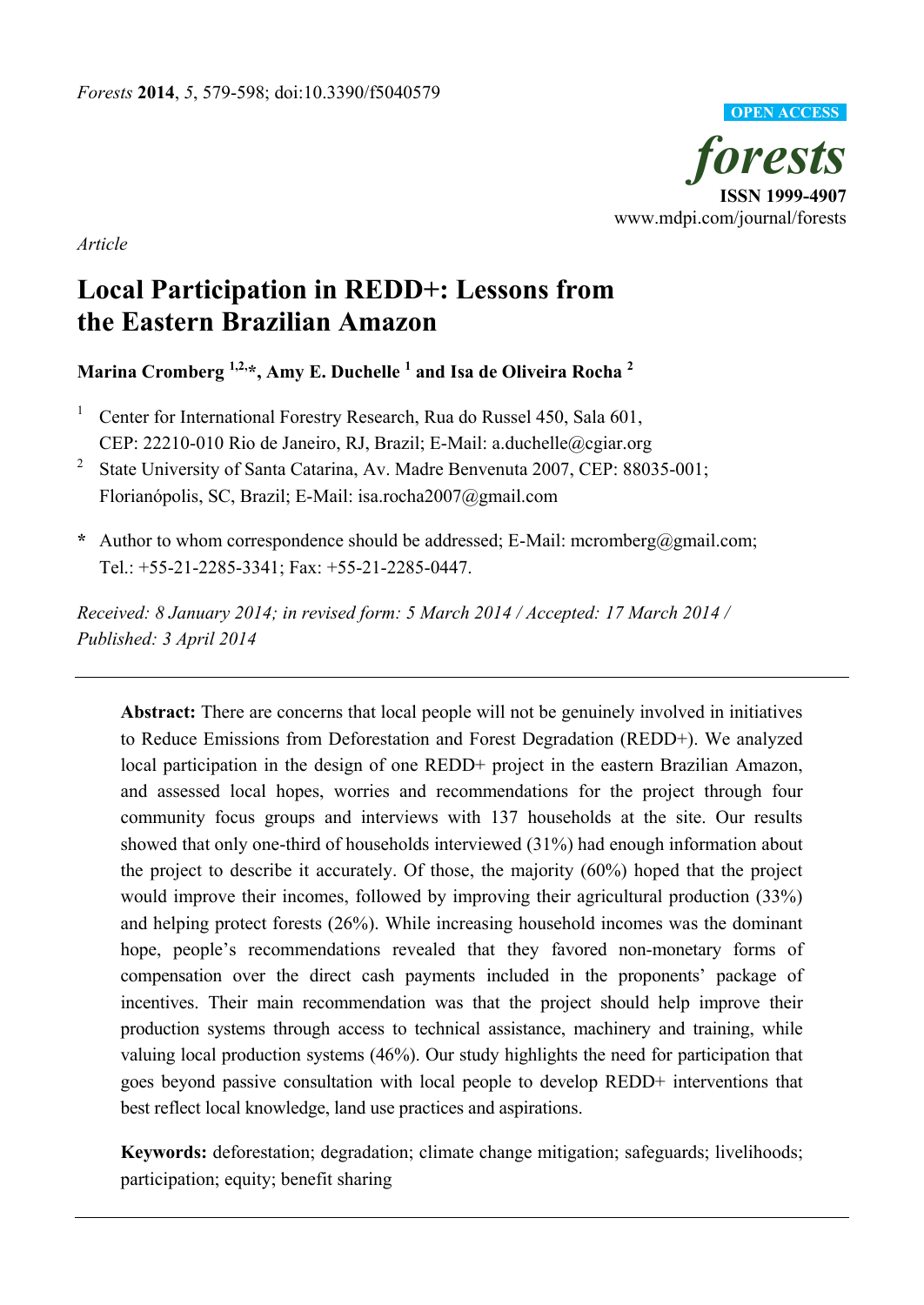*Forests* **2014**, *5*, 579-598; doi:10.3390/f5040579

OPEN ACCESS

*forests*

**ISSN 1999-4907**

www.mdpi.com/journal/forests

*Article*

# Local Participation in REDD+: Lessons from the Eastern Brazilian Amazon

**Marina Cromberg [1,2,*], Amy E. Duchelle [1] and Isa de Oliveira Rocha [2]**

[1] Center for International Forestry Research, Rua do Russel 450, Sala 601, CEP: 22210-010 Rio de Janeiro, RJ, Brazil; E-Mail: a.duchelle@cgiar.org

[2] State University of Santa Catarina, Av. Madre Benvenuta 2007, CEP: 88035-001; Florianópolis, SC, Brazil; E-Mail: isa.rocha2007@gmail.com

**\*** Author to whom correspondence should be addressed; E-Mail: mcromberg@gmail.com; Tel.: +55-21-2285-3341; Fax: +55-21-2285-0447.

*Received: 8 January 2014; in revised form: 5 March 2014 / Accepted: 17 March 2014 / Published: 3 April 2014*

---

**Abstract:** There are concerns that local people will not be genuinely involved in initiatives to Reduce Emissions from Deforestation and Forest Degradation (REDD+). We analyzed local participation in the design of one REDD+ project in the eastern Brazilian Amazon, and assessed local hopes, worries and recommendations for the project through four community focus groups and interviews with 137 households at the site. Our results showed that only one-third of households interviewed (31%) had enough information about the project to describe it accurately. Of those, the majority (60%) hoped that the project would improve their incomes, followed by improving their agricultural production (33%) and helping protect forests (26%). While increasing household incomes was the dominant hope, people's recommendations revealed that they favored non-monetary forms of compensation over the direct cash payments included in the proponents' package of incentives. Their main recommendation was that the project should help improve their production systems through access to technical assistance, machinery and training, while valuing local production systems (46%). Our study highlights the need for participation that goes beyond passive consultation with local people to develop REDD+ interventions that best reflect local knowledge, land use practices and aspirations.

**Keywords:** deforestation; degradation; climate change mitigation; safeguards; livelihoods; participation; equity; benefit sharing

---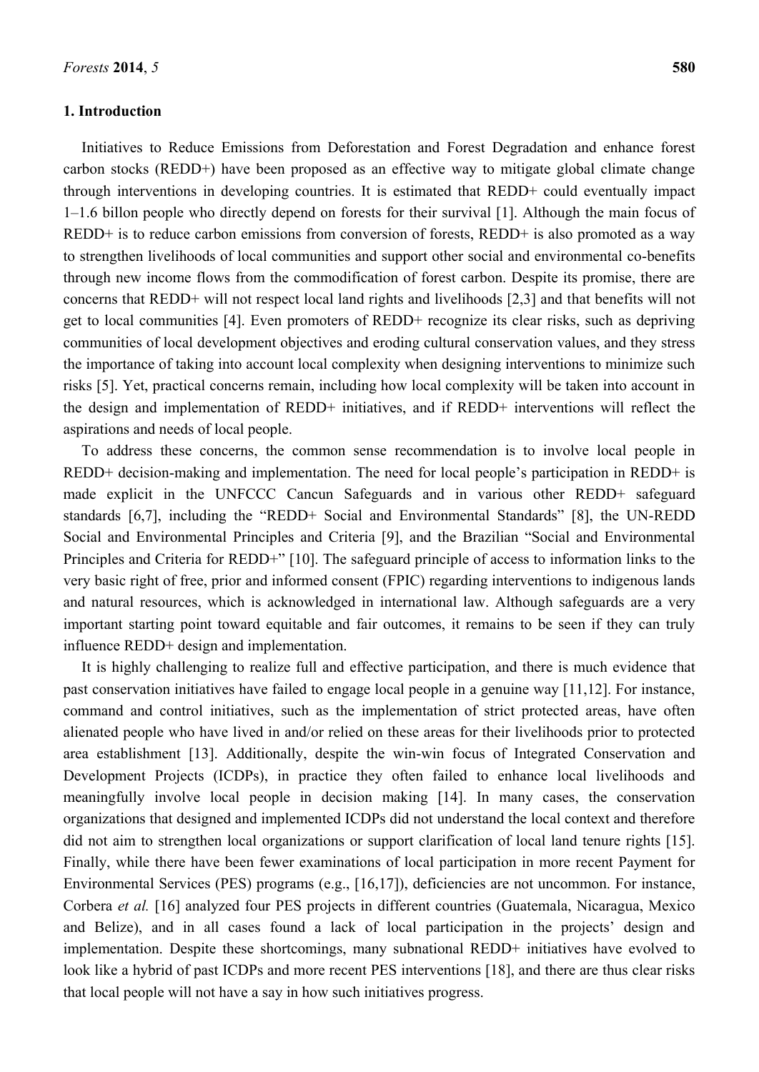## 1. Introduction

Initiatives to Reduce Emissions from Deforestation and Forest Degradation and enhance forest carbon stocks (REDD+) have been proposed as an effective way to mitigate global climate change through interventions in developing countries. It is estimated that REDD+ could eventually impact 1–1.6 billon people who directly depend on forests for their survival [1]. Although the main focus of REDD+ is to reduce carbon emissions from conversion of forests, REDD+ is also promoted as a way to strengthen livelihoods of local communities and support other social and environmental co-benefits through new income flows from the commodification of forest carbon. Despite its promise, there are concerns that REDD+ will not respect local land rights and livelihoods [2,3] and that benefits will not get to local communities [4]. Even promoters of REDD+ recognize its clear risks, such as depriving communities of local development objectives and eroding cultural conservation values, and they stress the importance of taking into account local complexity when designing interventions to minimize such risks [5]. Yet, practical concerns remain, including how local complexity will be taken into account in the design and implementation of REDD+ initiatives, and if REDD+ interventions will reflect the aspirations and needs of local people.

To address these concerns, the common sense recommendation is to involve local people in REDD+ decision-making and implementation. The need for local people's participation in REDD+ is made explicit in the UNFCCC Cancun Safeguards and in various other REDD+ safeguard standards [6,7], including the "REDD+ Social and Environmental Standards" [8], the UN-REDD Social and Environmental Principles and Criteria [9], and the Brazilian "Social and Environmental Principles and Criteria for REDD+" [10]. The safeguard principle of access to information links to the very basic right of free, prior and informed consent (FPIC) regarding interventions to indigenous lands and natural resources, which is acknowledged in international law. Although safeguards are a very important starting point toward equitable and fair outcomes, it remains to be seen if they can truly influence REDD+ design and implementation.

It is highly challenging to realize full and effective participation, and there is much evidence that past conservation initiatives have failed to engage local people in a genuine way [11,12]. For instance, command and control initiatives, such as the implementation of strict protected areas, have often alienated people who have lived in and/or relied on these areas for their livelihoods prior to protected area establishment [13]. Additionally, despite the win-win focus of Integrated Conservation and Development Projects (ICDPs), in practice they often failed to enhance local livelihoods and meaningfully involve local people in decision making [14]. In many cases, the conservation organizations that designed and implemented ICDPs did not understand the local context and therefore did not aim to strengthen local organizations or support clarification of local land tenure rights [15]. Finally, while there have been fewer examinations of local participation in more recent Payment for Environmental Services (PES) programs (e.g., [16,17]), deficiencies are not uncommon. For instance, Corbera *et al.* [16] analyzed four PES projects in different countries (Guatemala, Nicaragua, Mexico and Belize), and in all cases found a lack of local participation in the projects' design and implementation. Despite these shortcomings, many subnational REDD+ initiatives have evolved to look like a hybrid of past ICDPs and more recent PES interventions [18], and there are thus clear risks that local people will not have a say in how such initiatives progress.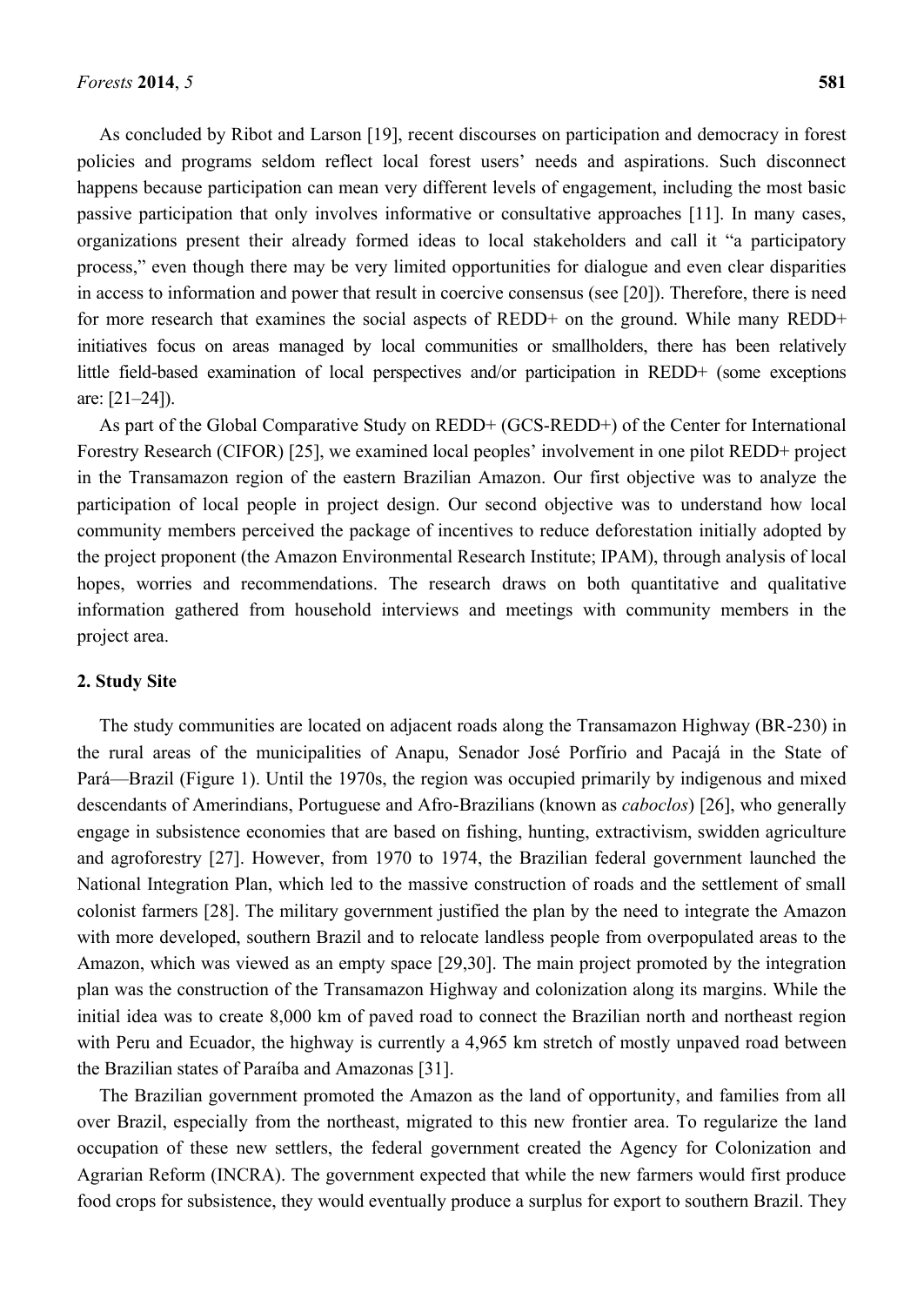As concluded by Ribot and Larson [19], recent discourses on participation and democracy in forest policies and programs seldom reflect local forest users' needs and aspirations. Such disconnect happens because participation can mean very different levels of engagement, including the most basic passive participation that only involves informative or consultative approaches [11]. In many cases, organizations present their already formed ideas to local stakeholders and call it "a participatory process," even though there may be very limited opportunities for dialogue and even clear disparities in access to information and power that result in coercive consensus (see [20]). Therefore, there is need for more research that examines the social aspects of REDD+ on the ground. While many REDD+ initiatives focus on areas managed by local communities or smallholders, there has been relatively little field-based examination of local perspectives and/or participation in REDD+ (some exceptions are: [21–24]).

As part of the Global Comparative Study on REDD+ (GCS-REDD+) of the Center for International Forestry Research (CIFOR) [25], we examined local peoples' involvement in one pilot REDD+ project in the Transamazon region of the eastern Brazilian Amazon. Our first objective was to analyze the participation of local people in project design. Our second objective was to understand how local community members perceived the package of incentives to reduce deforestation initially adopted by the project proponent (the Amazon Environmental Research Institute; IPAM), through analysis of local hopes, worries and recommendations. The research draws on both quantitative and qualitative information gathered from household interviews and meetings with community members in the project area.

## 2. Study Site

The study communities are located on adjacent roads along the Transamazon Highway (BR-230) in the rural areas of the municipalities of Anapu, Senador José Porfírio and Pacajá in the State of Pará—Brazil (Figure 1). Until the 1970s, the region was occupied primarily by indigenous and mixed descendants of Amerindians, Portuguese and Afro-Brazilians (known as *caboclos*) [26], who generally engage in subsistence economies that are based on fishing, hunting, extractivism, swidden agriculture and agroforestry [27]. However, from 1970 to 1974, the Brazilian federal government launched the National Integration Plan, which led to the massive construction of roads and the settlement of small colonist farmers [28]. The military government justified the plan by the need to integrate the Amazon with more developed, southern Brazil and to relocate landless people from overpopulated areas to the Amazon, which was viewed as an empty space [29,30]. The main project promoted by the integration plan was the construction of the Transamazon Highway and colonization along its margins. While the initial idea was to create 8,000 km of paved road to connect the Brazilian north and northeast region with Peru and Ecuador, the highway is currently a 4,965 km stretch of mostly unpaved road between the Brazilian states of Paraíba and Amazonas [31].

The Brazilian government promoted the Amazon as the land of opportunity, and families from all over Brazil, especially from the northeast, migrated to this new frontier area. To regularize the land occupation of these new settlers, the federal government created the Agency for Colonization and Agrarian Reform (INCRA). The government expected that while the new farmers would first produce food crops for subsistence, they would eventually produce a surplus for export to southern Brazil. They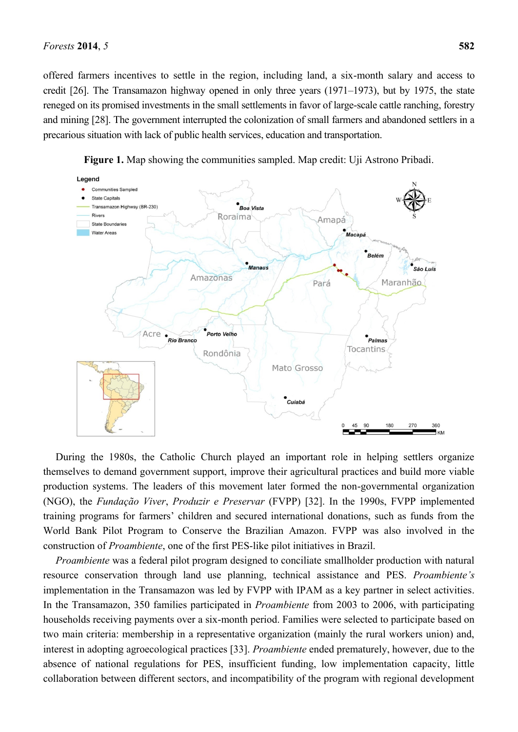offered farmers incentives to settle in the region, including land, a six-month salary and access to credit [26]. The Transamazon highway opened in only three years (1971–1973), but by 1975, the state reneged on its promised investments in the small settlements in favor of large-scale cattle ranching, forestry and mining [28]. The government interrupted the colonization of small farmers and abandoned settlers in a precarious situation with lack of public health services, education and transportation.

**Figure 1.** Map showing the communities sampled. Map credit: Uji Astrono Pribadi.

During the 1980s, the Catholic Church played an important role in helping settlers organize themselves to demand government support, improve their agricultural practices and build more viable production systems. The leaders of this movement later formed the non-governmental organization (NGO), the *Fundação Viver*, *Produzir e Preservar* (FVPP) [32]. In the 1990s, FVPP implemented training programs for farmers' children and secured international donations, such as funds from the World Bank Pilot Program to Conserve the Brazilian Amazon. FVPP was also involved in the construction of *Proambiente*, one of the first PES-like pilot initiatives in Brazil.

*Proambiente* was a federal pilot program designed to conciliate smallholder production with natural resource conservation through land use planning, technical assistance and PES. *Proambiente's* implementation in the Transamazon was led by FVPP with IPAM as a key partner in select activities. In the Transamazon, 350 families participated in *Proambiente* from 2003 to 2006, with participating households receiving payments over a six-month period. Families were selected to participate based on two main criteria: membership in a representative organization (mainly the rural workers union) and, interest in adopting agroecological practices [33]. *Proambiente* ended prematurely, however, due to the absence of national regulations for PES, insufficient funding, low implementation capacity, little collaboration between different sectors, and incompatibility of the program with regional development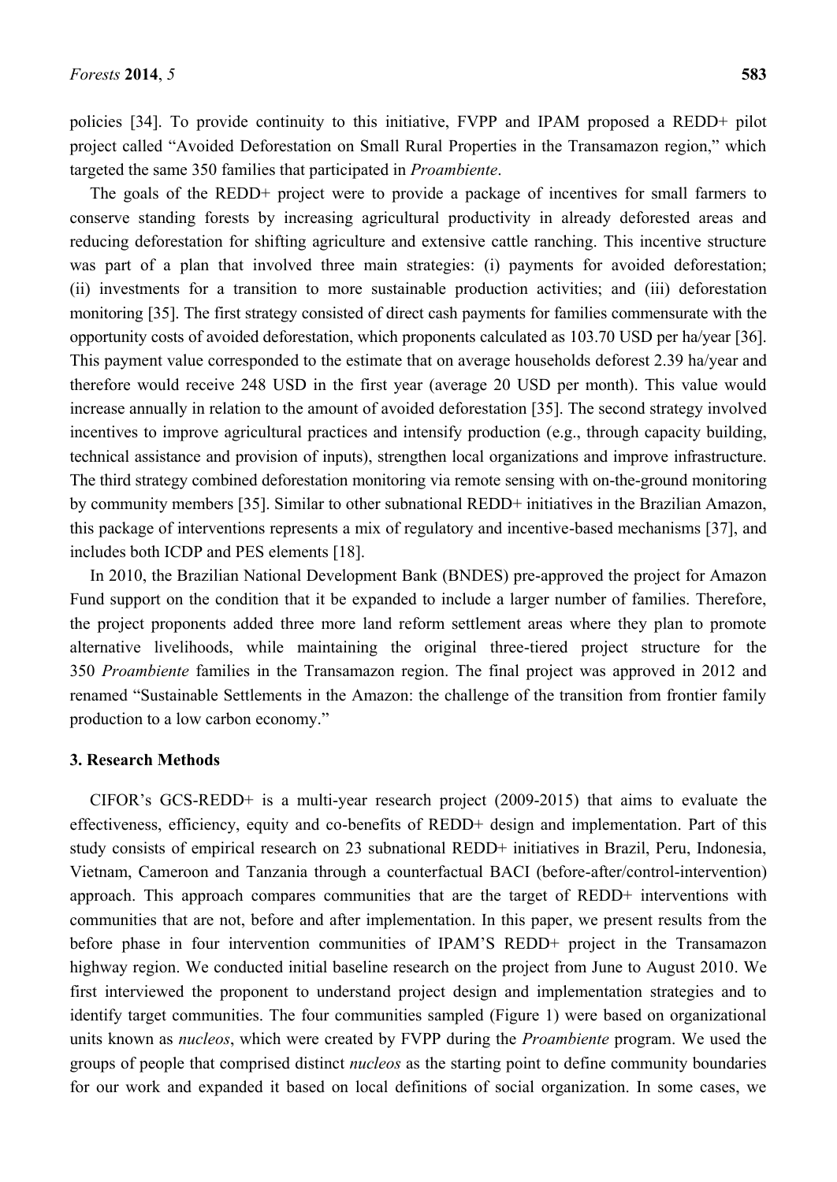policies [34]. To provide continuity to this initiative, FVPP and IPAM proposed a REDD+ pilot project called "Avoided Deforestation on Small Rural Properties in the Transamazon region," which targeted the same 350 families that participated in *Proambiente*.

The goals of the REDD+ project were to provide a package of incentives for small farmers to conserve standing forests by increasing agricultural productivity in already deforested areas and reducing deforestation for shifting agriculture and extensive cattle ranching. This incentive structure was part of a plan that involved three main strategies: (i) payments for avoided deforestation; (ii) investments for a transition to more sustainable production activities; and (iii) deforestation monitoring [35]. The first strategy consisted of direct cash payments for families commensurate with the opportunity costs of avoided deforestation, which proponents calculated as 103.70 USD per ha/year [36]. This payment value corresponded to the estimate that on average households deforest 2.39 ha/year and therefore would receive 248 USD in the first year (average 20 USD per month). This value would increase annually in relation to the amount of avoided deforestation [35]. The second strategy involved incentives to improve agricultural practices and intensify production (e.g., through capacity building, technical assistance and provision of inputs), strengthen local organizations and improve infrastructure. The third strategy combined deforestation monitoring via remote sensing with on-the-ground monitoring by community members [35]. Similar to other subnational REDD+ initiatives in the Brazilian Amazon, this package of interventions represents a mix of regulatory and incentive-based mechanisms [37], and includes both ICDP and PES elements [18].

In 2010, the Brazilian National Development Bank (BNDES) pre-approved the project for Amazon Fund support on the condition that it be expanded to include a larger number of families. Therefore, the project proponents added three more land reform settlement areas where they plan to promote alternative livelihoods, while maintaining the original three-tiered project structure for the 350 *Proambiente* families in the Transamazon region. The final project was approved in 2012 and renamed "Sustainable Settlements in the Amazon: the challenge of the transition from frontier family production to a low carbon economy."

## 3. Research Methods

CIFOR's GCS-REDD+ is a multi-year research project (2009-2015) that aims to evaluate the effectiveness, efficiency, equity and co-benefits of REDD+ design and implementation. Part of this study consists of empirical research on 23 subnational REDD+ initiatives in Brazil, Peru, Indonesia, Vietnam, Cameroon and Tanzania through a counterfactual BACI (before-after/control-intervention) approach. This approach compares communities that are the target of REDD+ interventions with communities that are not, before and after implementation. In this paper, we present results from the before phase in four intervention communities of IPAM'S REDD+ project in the Transamazon highway region. We conducted initial baseline research on the project from June to August 2010. We first interviewed the proponent to understand project design and implementation strategies and to identify target communities. The four communities sampled (Figure 1) were based on organizational units known as *nucleos*, which were created by FVPP during the *Proambiente* program. We used the groups of people that comprised distinct *nucleos* as the starting point to define community boundaries for our work and expanded it based on local definitions of social organization. In some cases, we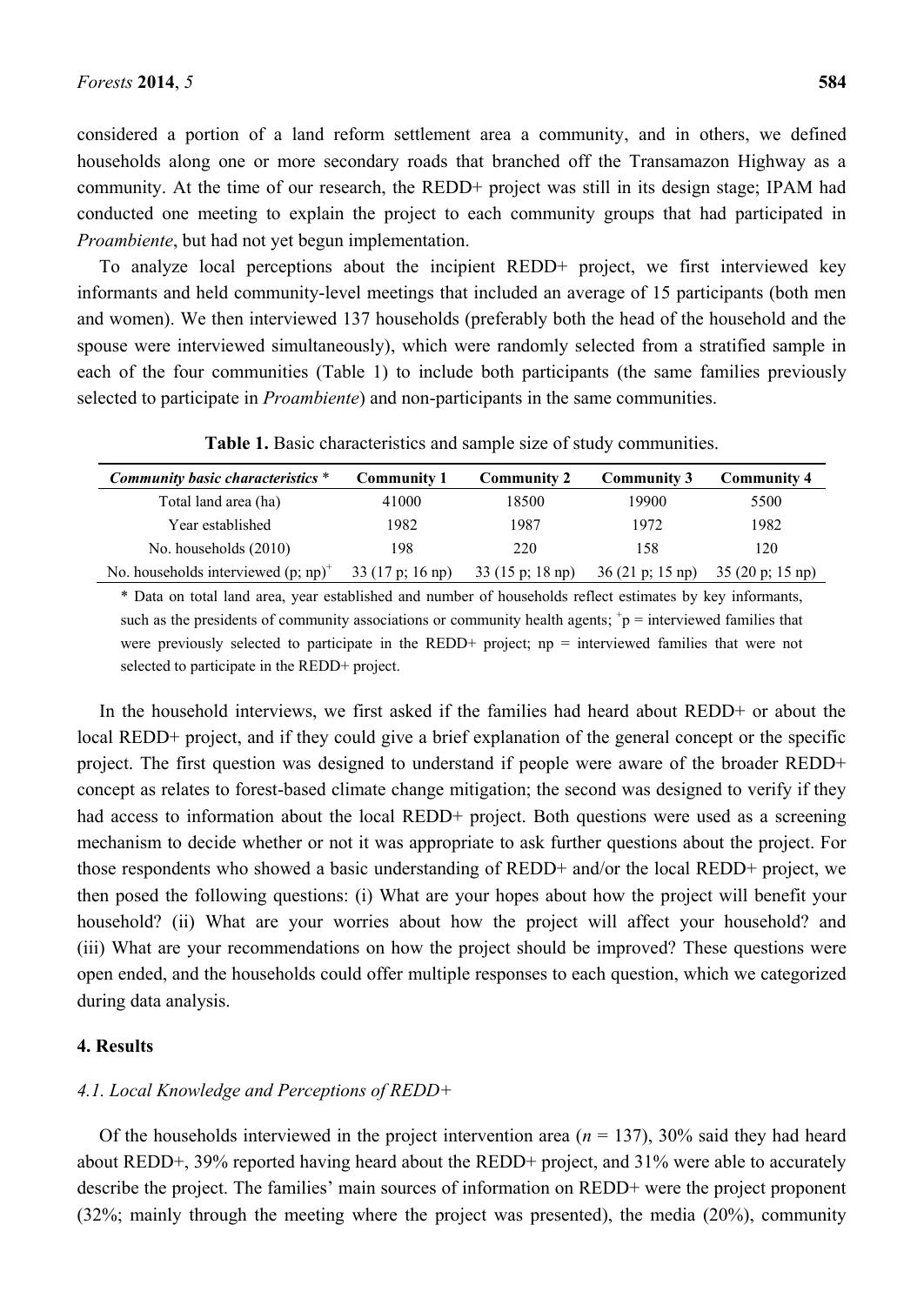considered a portion of a land reform settlement area a community, and in others, we defined households along one or more secondary roads that branched off the Transamazon Highway as a community. At the time of our research, the REDD+ project was still in its design stage; IPAM had conducted one meeting to explain the project to each community groups that had participated in *Proambiente*, but had not yet begun implementation.

To analyze local perceptions about the incipient REDD+ project, we first interviewed key informants and held community-level meetings that included an average of 15 participants (both men and women). We then interviewed 137 households (preferably both the head of the household and the spouse were interviewed simultaneously), which were randomly selected from a stratified sample in each of the four communities (Table 1) to include both participants (the same families previously selected to participate in *Proambiente*) and non-participants in the same communities.

**Table 1.** Basic characteristics and sample size of study communities.

| ***Community basic characteristics*** * | **Community 1** | **Community 2** | **Community 3** | **Community 4** |
|---|---|---|---|---|
| Total land area (ha) | 41000 | 18500 | 19900 | 5500 |
| Year established | 1982 | 1987 | 1972 | 1982 |
| No. households (2010) | 198 | 220 | 158 | 120 |
| No. households interviewed (p; np)[+] | 33 (17 p; 16 np) | 33 (15 p; 18 np) | 36 (21 p; 15 np) | 35 (20 p; 15 np) |

\* Data on total land area, year established and number of households reflect estimates by key informants, such as the presidents of community associations or community health agents; [+]p = interviewed families that were previously selected to participate in the REDD+ project; np = interviewed families that were not selected to participate in the REDD+ project.

In the household interviews, we first asked if the families had heard about REDD+ or about the local REDD+ project, and if they could give a brief explanation of the general concept or the specific project. The first question was designed to understand if people were aware of the broader REDD+ concept as relates to forest-based climate change mitigation; the second was designed to verify if they had access to information about the local REDD+ project. Both questions were used as a screening mechanism to decide whether or not it was appropriate to ask further questions about the project. For those respondents who showed a basic understanding of REDD+ and/or the local REDD+ project, we then posed the following questions: (i) What are your hopes about how the project will benefit your household? (ii) What are your worries about how the project will affect your household? and (iii) What are your recommendations on how the project should be improved? These questions were open ended, and the households could offer multiple responses to each question, which we categorized during data analysis.

## 4. Results

### *4.1. Local Knowledge and Perceptions of REDD+*

Of the households interviewed in the project intervention area ($n$ = 137), 30% said they had heard about REDD+, 39% reported having heard about the REDD+ project, and 31% were able to accurately describe the project. The families' main sources of information on REDD+ were the project proponent (32%; mainly through the meeting where the project was presented), the media (20%), community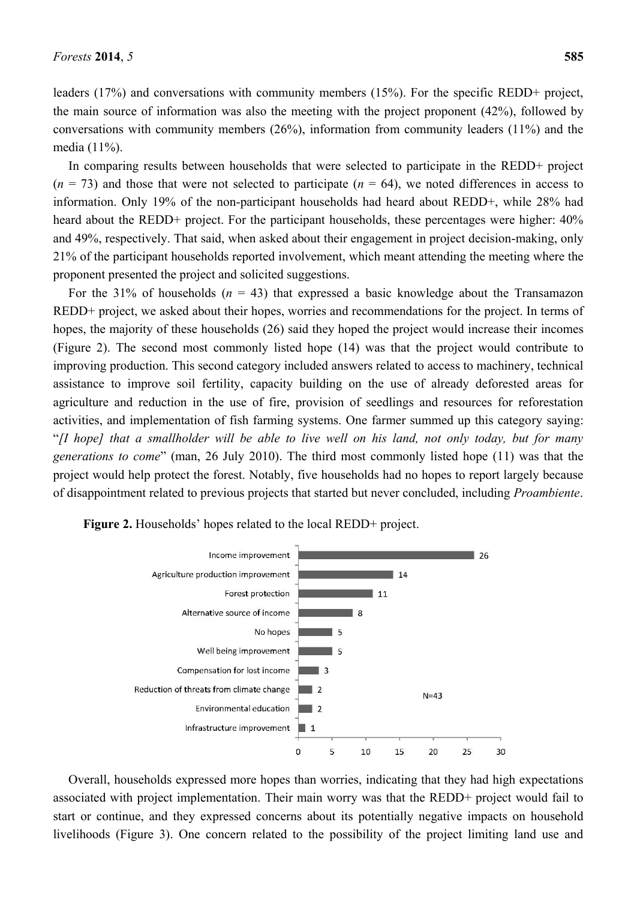leaders (17%) and conversations with community members (15%). For the specific REDD+ project, the main source of information was also the meeting with the project proponent (42%), followed by conversations with community members (26%), information from community leaders (11%) and the media (11%).

In comparing results between households that were selected to participate in the REDD+ project ($n$ = 73) and those that were not selected to participate ($n$ = 64), we noted differences in access to information. Only 19% of the non-participant households had heard about REDD+, while 28% had heard about the REDD+ project. For the participant households, these percentages were higher: 40% and 49%, respectively. That said, when asked about their engagement in project decision-making, only 21% of the participant households reported involvement, which meant attending the meeting where the proponent presented the project and solicited suggestions.

For the 31% of households ($n$ = 43) that expressed a basic knowledge about the Transamazon REDD+ project, we asked about their hopes, worries and recommendations for the project. In terms of hopes, the majority of these households (26) said they hoped the project would increase their incomes (Figure 2). The second most commonly listed hope (14) was that the project would contribute to improving production. This second category included answers related to access to machinery, technical assistance to improve soil fertility, capacity building on the use of already deforested areas for agriculture and reduction in the use of fire, provision of seedlings and resources for reforestation activities, and implementation of fish farming systems. One farmer summed up this category saying: "*[I hope] that a smallholder will be able to live well on his land, not only today, but for many generations to come*" (man, 26 July 2010). The third most commonly listed hope (11) was that the project would help protect the forest. Notably, five households had no hopes to report largely because of disappointment related to previous projects that started but never concluded, including *Proambiente*.

**Figure 2.** Households' hopes related to the local REDD+ project.

| Hope | Number of households |
|---|---|
| Income improvement | 26 |
| Agriculture production improvement | 14 |
| Forest protection | 11 |
| Alternative source of income | 8 |
| No hopes | 5 |
| Well being improvement | 5 |
| Compensation for lost income | 3 |
| Reduction of threats from climate change | 2 |
| Environmental education | 2 |
| Infrastructure improvement | 1 |

N=43

Overall, households expressed more hopes than worries, indicating that they had high expectations associated with project implementation. Their main worry was that the REDD+ project would fail to start or continue, and they expressed concerns about its potentially negative impacts on household livelihoods (Figure 3). One concern related to the possibility of the project limiting land use and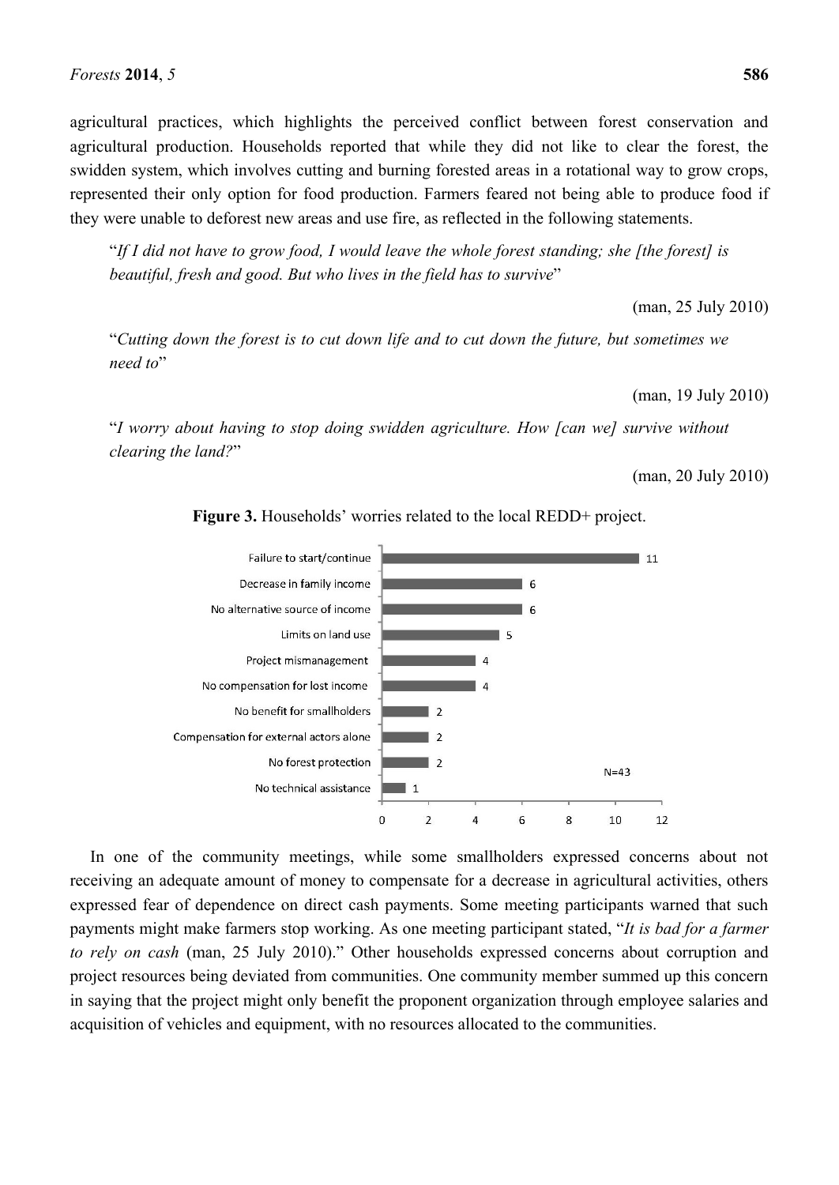agricultural practices, which highlights the perceived conflict between forest conservation and agricultural production. Households reported that while they did not like to clear the forest, the swidden system, which involves cutting and burning forested areas in a rotational way to grow crops, represented their only option for food production. Farmers feared not being able to produce food if they were unable to deforest new areas and use fire, as reflected in the following statements.

> "*If I did not have to grow food, I would leave the whole forest standing; she [the forest] is beautiful, fresh and good. But who lives in the field has to survive*"
>
> (man, 25 July 2010)

> "*Cutting down the forest is to cut down life and to cut down the future, but sometimes we need to*"
>
> (man, 19 July 2010)

> "*I worry about having to stop doing swidden agriculture. How [can we] survive without clearing the land?*"
>
> (man, 20 July 2010)

**Figure 3.** Households' worries related to the local REDD+ project.

| Worry | Number of households |
| --- | --- |
| Failure to start/continue | 11 |
| Decrease in family income | 6 |
| No alternative source of income | 6 |
| Limits on land use | 5 |
| Project mismanagement | 4 |
| No compensation for lost income | 4 |
| No benefit for smallholders | 2 |
| Compensation for external actors alone | 2 |
| No forest protection | 2 |
| No technical assistance | 1 |

N=43

In one of the community meetings, while some smallholders expressed concerns about not receiving an adequate amount of money to compensate for a decrease in agricultural activities, others expressed fear of dependence on direct cash payments. Some meeting participants warned that such payments might make farmers stop working. As one meeting participant stated, "*It is bad for a farmer to rely on cash* (man, 25 July 2010)." Other households expressed concerns about corruption and project resources being deviated from communities. One community member summed up this concern in saying that the project might only benefit the proponent organization through employee salaries and acquisition of vehicles and equipment, with no resources allocated to the communities.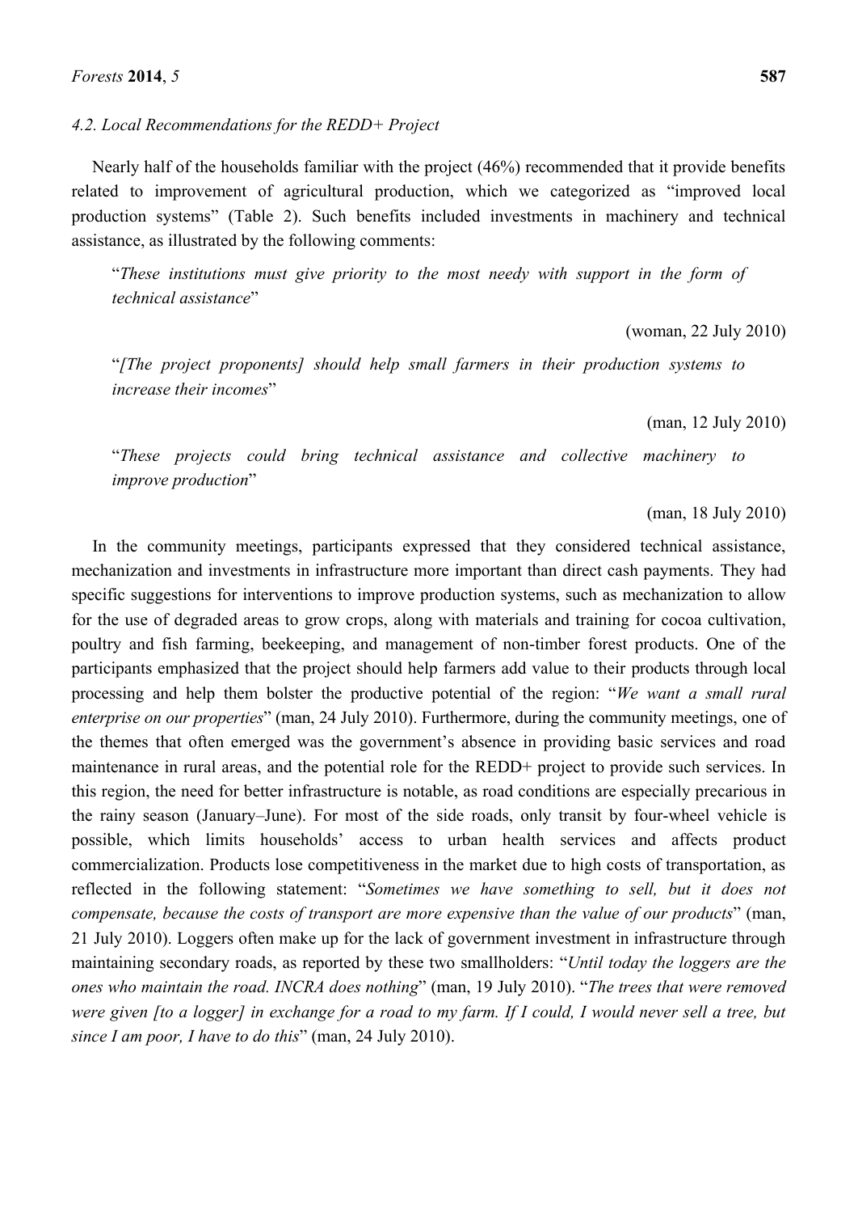### 4.2. Local Recommendations for the REDD+ Project

Nearly half of the households familiar with the project (46%) recommended that it provide benefits related to improvement of agricultural production, which we categorized as "improved local production systems" (Table 2). Such benefits included investments in machinery and technical assistance, as illustrated by the following comments:

> "*These institutions must give priority to the most needy with support in the form of technical assistance*"
>
> (woman, 22 July 2010)

> "*[The project proponents] should help small farmers in their production systems to increase their incomes*"
>
> (man, 12 July 2010)

> "*These projects could bring technical assistance and collective machinery to improve production*"
>
> (man, 18 July 2010)

In the community meetings, participants expressed that they considered technical assistance, mechanization and investments in infrastructure more important than direct cash payments. They had specific suggestions for interventions to improve production systems, such as mechanization to allow for the use of degraded areas to grow crops, along with materials and training for cocoa cultivation, poultry and fish farming, beekeeping, and management of non-timber forest products. One of the participants emphasized that the project should help farmers add value to their products through local processing and help them bolster the productive potential of the region: "*We want a small rural enterprise on our properties*" (man, 24 July 2010). Furthermore, during the community meetings, one of the themes that often emerged was the government's absence in providing basic services and road maintenance in rural areas, and the potential role for the REDD+ project to provide such services. In this region, the need for better infrastructure is notable, as road conditions are especially precarious in the rainy season (January–June). For most of the side roads, only transit by four-wheel vehicle is possible, which limits households' access to urban health services and affects product commercialization. Products lose competitiveness in the market due to high costs of transportation, as reflected in the following statement: "*Sometimes we have something to sell, but it does not compensate, because the costs of transport are more expensive than the value of our products*" (man, 21 July 2010). Loggers often make up for the lack of government investment in infrastructure through maintaining secondary roads, as reported by these two smallholders: "*Until today the loggers are the ones who maintain the road. INCRA does nothing*" (man, 19 July 2010). "*The trees that were removed were given [to a logger] in exchange for a road to my farm. If I could, I would never sell a tree, but since I am poor, I have to do this*" (man, 24 July 2010).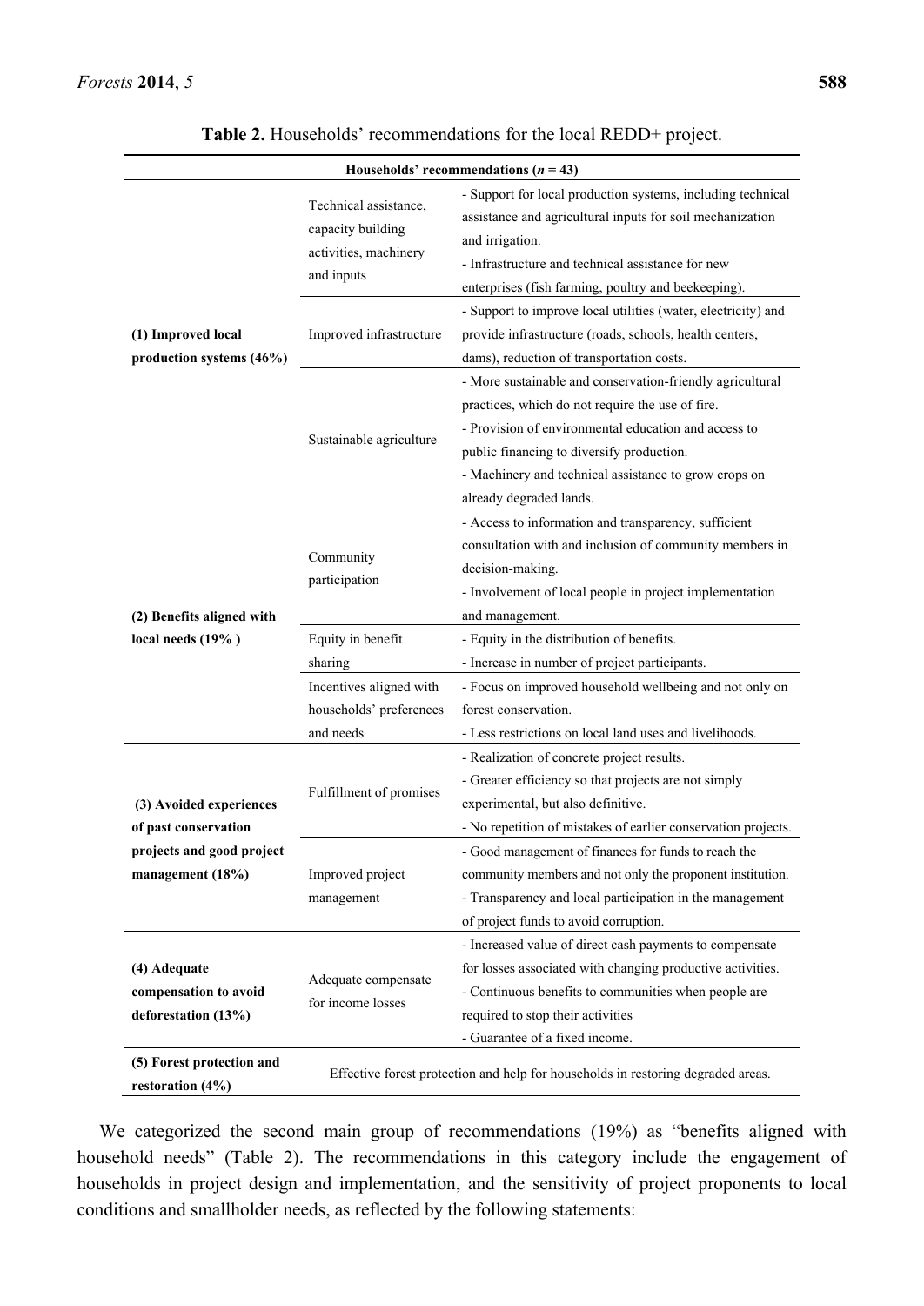**Table 2.** Households' recommendations for the local REDD+ project.

| Households' recommendations ($n$ = 43) | | |
|---|---|---|
| **(1) Improved local production systems (46%)** | Technical assistance, capacity building activities, machinery and inputs | - Support for local production systems, including technical assistance and agricultural inputs for soil mechanization and irrigation.<br>- Infrastructure and technical assistance for new enterprises (fish farming, poultry and beekeeping). |
| | Improved infrastructure | - Support to improve local utilities (water, electricity) and provide infrastructure (roads, schools, health centers, dams), reduction of transportation costs. |
| | Sustainable agriculture | - More sustainable and conservation-friendly agricultural practices, which do not require the use of fire.<br>- Provision of environmental education and access to public financing to diversify production.<br>- Machinery and technical assistance to grow crops on already degraded lands. |
| **(2) Benefits aligned with local needs (19% )** | Community participation | - Access to information and transparency, sufficient consultation with and inclusion of community members in decision-making.<br>- Involvement of local people in project implementation and management. |
| | Equity in benefit sharing | - Equity in the distribution of benefits.<br>- Increase in number of project participants. |
| | Incentives aligned with households' preferences and needs | - Focus on improved household wellbeing and not only on forest conservation.<br>- Less restrictions on local land uses and livelihoods. |
| **(3) Avoided experiences of past conservation projects and good project management (18%)** | Fulfillment of promises | - Realization of concrete project results.<br>- Greater efficiency so that projects are not simply experimental, but also definitive.<br>- No repetition of mistakes of earlier conservation projects. |
| | Improved project management | - Good management of finances for funds to reach the community members and not only the proponent institution.<br>- Transparency and local participation in the management of project funds to avoid corruption. |
| **(4) Adequate compensation to avoid deforestation (13%)** | Adequate compensate for income losses | - Increased value of direct cash payments to compensate for losses associated with changing productive activities.<br>- Continuous benefits to communities when people are required to stop their activities<br>- Guarantee of a fixed income. |
| **(5) Forest protection and restoration (4%)** | Effective forest protection and help for households in restoring degraded areas. | |

We categorized the second main group of recommendations (19%) as "benefits aligned with household needs" (Table 2). The recommendations in this category include the engagement of households in project design and implementation, and the sensitivity of project proponents to local conditions and smallholder needs, as reflected by the following statements: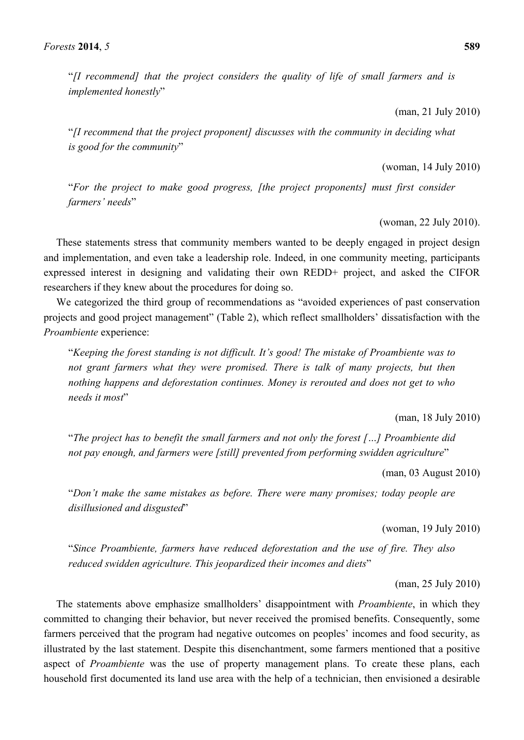> "*[I recommend] that the project considers the quality of life of small farmers and is implemented honestly*"
>
> (man, 21 July 2010)

> "*[I recommend that the project proponent] discusses with the community in deciding what is good for the community*"
>
> (woman, 14 July 2010)

> "*For the project to make good progress, [the project proponents] must first consider farmers' needs*"
>
> (woman, 22 July 2010).

These statements stress that community members wanted to be deeply engaged in project design and implementation, and even take a leadership role. Indeed, in one community meeting, participants expressed interest in designing and validating their own REDD+ project, and asked the CIFOR researchers if they knew about the procedures for doing so.

We categorized the third group of recommendations as "avoided experiences of past conservation projects and good project management" (Table 2), which reflect smallholders' dissatisfaction with the *Proambiente* experience:

> "*Keeping the forest standing is not difficult. It's good! The mistake of Proambiente was to not grant farmers what they were promised. There is talk of many projects, but then nothing happens and deforestation continues. Money is rerouted and does not get to who needs it most*"
>
> (man, 18 July 2010)

> "*The project has to benefit the small farmers and not only the forest […] Proambiente did not pay enough, and farmers were [still] prevented from performing swidden agriculture*"
>
> (man, 03 August 2010)

> "*Don't make the same mistakes as before. There were many promises; today people are disillusioned and disgusted*"
>
> (woman, 19 July 2010)

> "*Since Proambiente, farmers have reduced deforestation and the use of fire. They also reduced swidden agriculture. This jeopardized their incomes and diets*"
>
> (man, 25 July 2010)

The statements above emphasize smallholders' disappointment with *Proambiente*, in which they committed to changing their behavior, but never received the promised benefits. Consequently, some farmers perceived that the program had negative outcomes on peoples' incomes and food security, as illustrated by the last statement. Despite this disenchantment, some farmers mentioned that a positive aspect of *Proambiente* was the use of property management plans. To create these plans, each household first documented its land use area with the help of a technician, then envisioned a desirable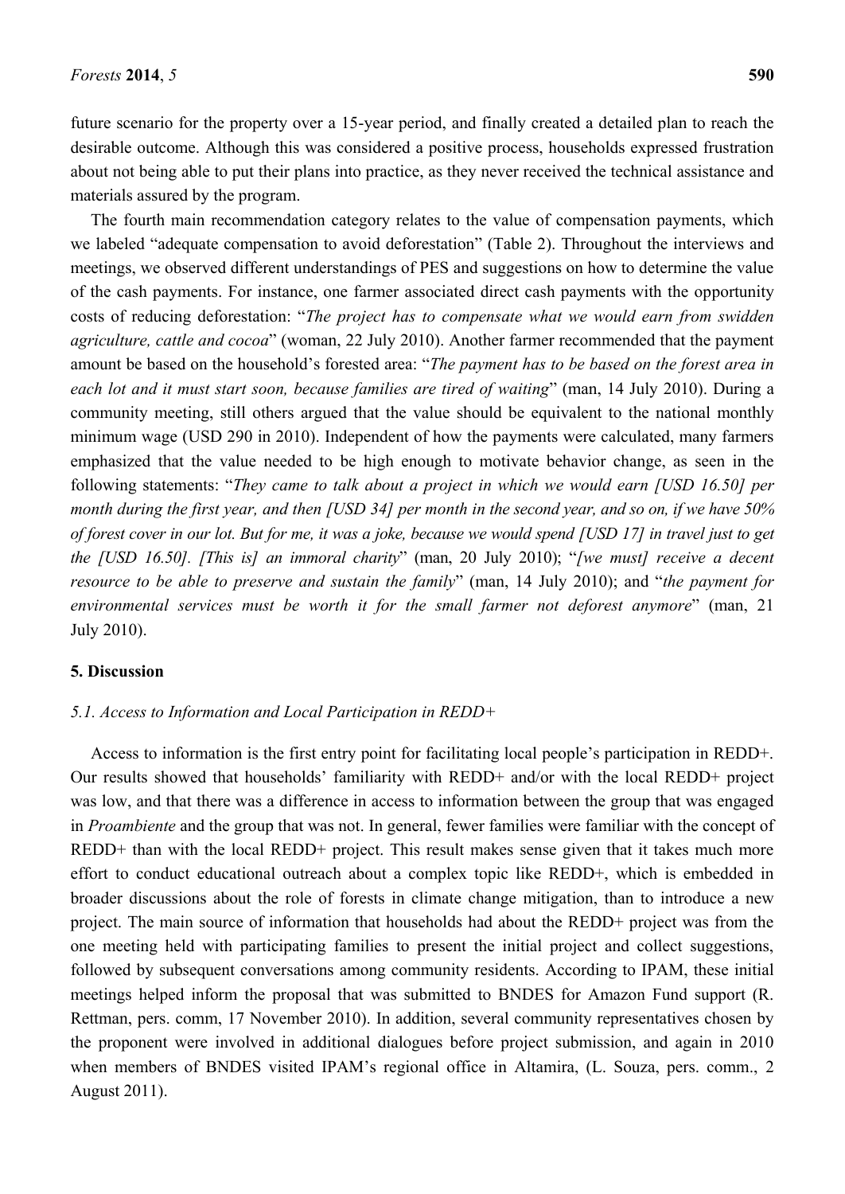future scenario for the property over a 15-year period, and finally created a detailed plan to reach the desirable outcome. Although this was considered a positive process, households expressed frustration about not being able to put their plans into practice, as they never received the technical assistance and materials assured by the program.

The fourth main recommendation category relates to the value of compensation payments, which we labeled "adequate compensation to avoid deforestation" (Table 2). Throughout the interviews and meetings, we observed different understandings of PES and suggestions on how to determine the value of the cash payments. For instance, one farmer associated direct cash payments with the opportunity costs of reducing deforestation: "*The project has to compensate what we would earn from swidden agriculture, cattle and cocoa*" (woman, 22 July 2010). Another farmer recommended that the payment amount be based on the household's forested area: "*The payment has to be based on the forest area in each lot and it must start soon, because families are tired of waiting*" (man, 14 July 2010). During a community meeting, still others argued that the value should be equivalent to the national monthly minimum wage (USD 290 in 2010). Independent of how the payments were calculated, many farmers emphasized that the value needed to be high enough to motivate behavior change, as seen in the following statements: "*They came to talk about a project in which we would earn [USD 16.50] per month during the first year, and then [USD 34] per month in the second year, and so on, if we have 50% of forest cover in our lot. But for me, it was a joke, because we would spend [USD 17] in travel just to get the [USD 16.50]. [This is] an immoral charity*" (man, 20 July 2010); "*[we must] receive a decent resource to be able to preserve and sustain the family*" (man, 14 July 2010); and "*the payment for environmental services must be worth it for the small farmer not deforest anymore*" (man, 21 July 2010).

## 5. Discussion

### *5.1. Access to Information and Local Participation in REDD+*

Access to information is the first entry point for facilitating local people's participation in REDD+. Our results showed that households' familiarity with REDD+ and/or with the local REDD+ project was low, and that there was a difference in access to information between the group that was engaged in *Proambiente* and the group that was not. In general, fewer families were familiar with the concept of REDD+ than with the local REDD+ project. This result makes sense given that it takes much more effort to conduct educational outreach about a complex topic like REDD+, which is embedded in broader discussions about the role of forests in climate change mitigation, than to introduce a new project. The main source of information that households had about the REDD+ project was from the one meeting held with participating families to present the initial project and collect suggestions, followed by subsequent conversations among community residents. According to IPAM, these initial meetings helped inform the proposal that was submitted to BNDES for Amazon Fund support (R. Rettman, pers. comm, 17 November 2010). In addition, several community representatives chosen by the proponent were involved in additional dialogues before project submission, and again in 2010 when members of BNDES visited IPAM's regional office in Altamira, (L. Souza, pers. comm., 2 August 2011).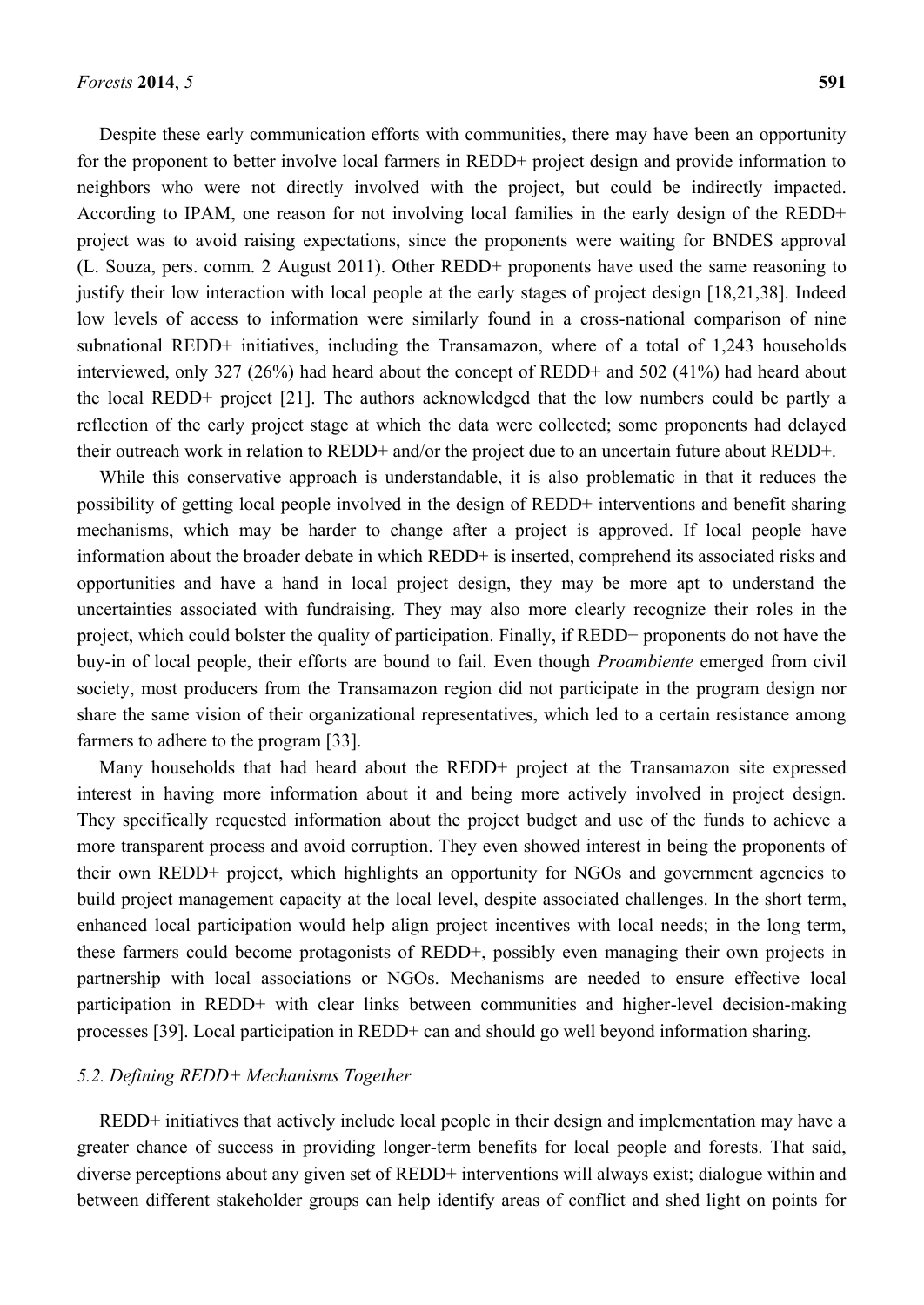Despite these early communication efforts with communities, there may have been an opportunity for the proponent to better involve local farmers in REDD+ project design and provide information to neighbors who were not directly involved with the project, but could be indirectly impacted. According to IPAM, one reason for not involving local families in the early design of the REDD+ project was to avoid raising expectations, since the proponents were waiting for BNDES approval (L. Souza, pers. comm. 2 August 2011). Other REDD+ proponents have used the same reasoning to justify their low interaction with local people at the early stages of project design [18,21,38]. Indeed low levels of access to information were similarly found in a cross-national comparison of nine subnational REDD+ initiatives, including the Transamazon, where of a total of 1,243 households interviewed, only 327 (26%) had heard about the concept of REDD+ and 502 (41%) had heard about the local REDD+ project [21]. The authors acknowledged that the low numbers could be partly a reflection of the early project stage at which the data were collected; some proponents had delayed their outreach work in relation to REDD+ and/or the project due to an uncertain future about REDD+.

While this conservative approach is understandable, it is also problematic in that it reduces the possibility of getting local people involved in the design of REDD+ interventions and benefit sharing mechanisms, which may be harder to change after a project is approved. If local people have information about the broader debate in which REDD+ is inserted, comprehend its associated risks and opportunities and have a hand in local project design, they may be more apt to understand the uncertainties associated with fundraising. They may also more clearly recognize their roles in the project, which could bolster the quality of participation. Finally, if REDD+ proponents do not have the buy-in of local people, their efforts are bound to fail. Even though *Proambiente* emerged from civil society, most producers from the Transamazon region did not participate in the program design nor share the same vision of their organizational representatives, which led to a certain resistance among farmers to adhere to the program [33].

Many households that had heard about the REDD+ project at the Transamazon site expressed interest in having more information about it and being more actively involved in project design. They specifically requested information about the project budget and use of the funds to achieve a more transparent process and avoid corruption. They even showed interest in being the proponents of their own REDD+ project, which highlights an opportunity for NGOs and government agencies to build project management capacity at the local level, despite associated challenges. In the short term, enhanced local participation would help align project incentives with local needs; in the long term, these farmers could become protagonists of REDD+, possibly even managing their own projects in partnership with local associations or NGOs. Mechanisms are needed to ensure effective local participation in REDD+ with clear links between communities and higher-level decision-making processes [39]. Local participation in REDD+ can and should go well beyond information sharing.

### *5.2. Defining REDD+ Mechanisms Together*

REDD+ initiatives that actively include local people in their design and implementation may have a greater chance of success in providing longer-term benefits for local people and forests. That said, diverse perceptions about any given set of REDD+ interventions will always exist; dialogue within and between different stakeholder groups can help identify areas of conflict and shed light on points for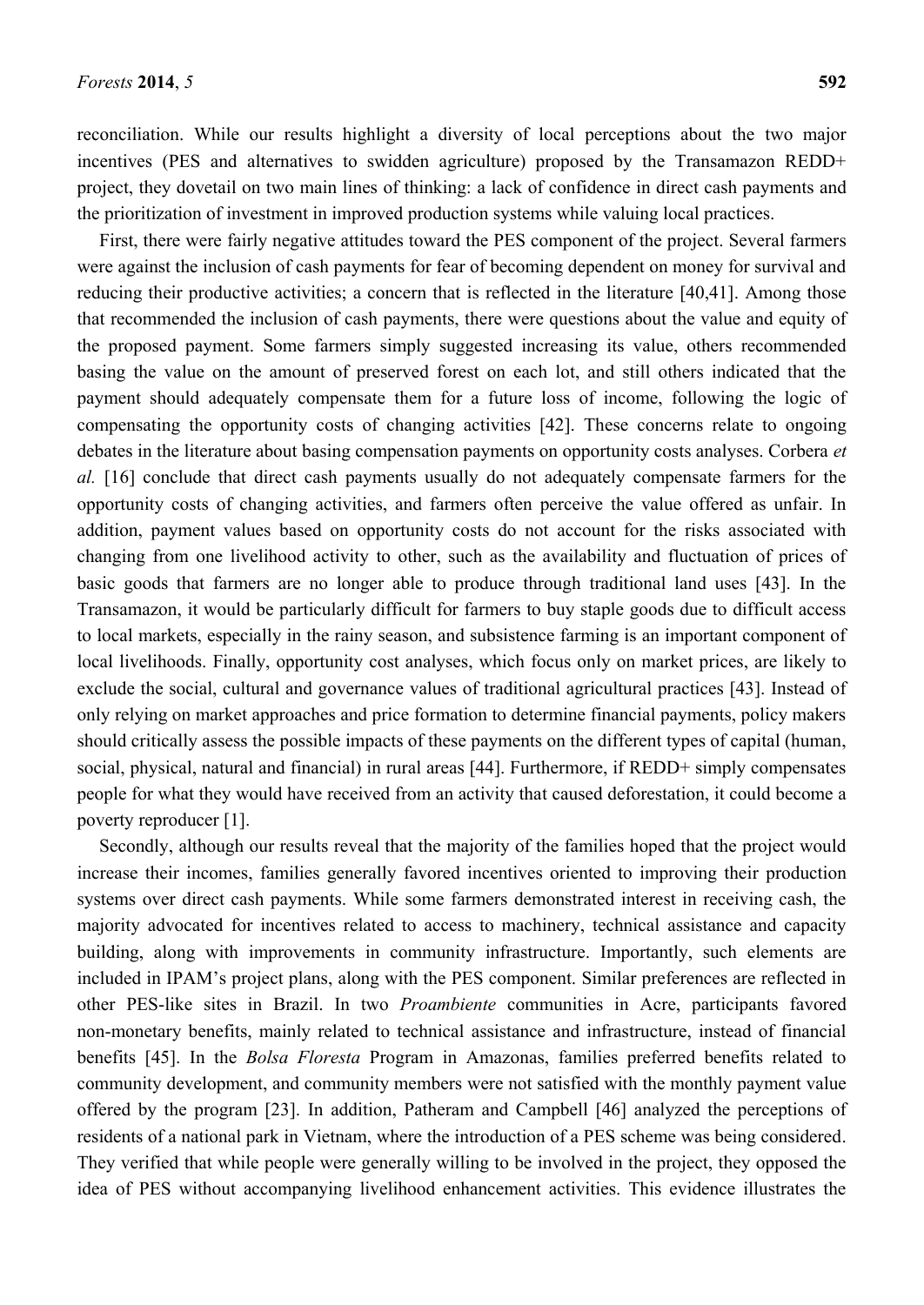reconciliation. While our results highlight a diversity of local perceptions about the two major incentives (PES and alternatives to swidden agriculture) proposed by the Transamazon REDD+ project, they dovetail on two main lines of thinking: a lack of confidence in direct cash payments and the prioritization of investment in improved production systems while valuing local practices.

First, there were fairly negative attitudes toward the PES component of the project. Several farmers were against the inclusion of cash payments for fear of becoming dependent on money for survival and reducing their productive activities; a concern that is reflected in the literature [40,41]. Among those that recommended the inclusion of cash payments, there were questions about the value and equity of the proposed payment. Some farmers simply suggested increasing its value, others recommended basing the value on the amount of preserved forest on each lot, and still others indicated that the payment should adequately compensate them for a future loss of income, following the logic of compensating the opportunity costs of changing activities [42]. These concerns relate to ongoing debates in the literature about basing compensation payments on opportunity costs analyses. Corbera *et al.* [16] conclude that direct cash payments usually do not adequately compensate farmers for the opportunity costs of changing activities, and farmers often perceive the value offered as unfair. In addition, payment values based on opportunity costs do not account for the risks associated with changing from one livelihood activity to other, such as the availability and fluctuation of prices of basic goods that farmers are no longer able to produce through traditional land uses [43]. In the Transamazon, it would be particularly difficult for farmers to buy staple goods due to difficult access to local markets, especially in the rainy season, and subsistence farming is an important component of local livelihoods. Finally, opportunity cost analyses, which focus only on market prices, are likely to exclude the social, cultural and governance values of traditional agricultural practices [43]. Instead of only relying on market approaches and price formation to determine financial payments, policy makers should critically assess the possible impacts of these payments on the different types of capital (human, social, physical, natural and financial) in rural areas [44]. Furthermore, if REDD+ simply compensates people for what they would have received from an activity that caused deforestation, it could become a poverty reproducer [1].

Secondly, although our results reveal that the majority of the families hoped that the project would increase their incomes, families generally favored incentives oriented to improving their production systems over direct cash payments. While some farmers demonstrated interest in receiving cash, the majority advocated for incentives related to access to machinery, technical assistance and capacity building, along with improvements in community infrastructure. Importantly, such elements are included in IPAM's project plans, along with the PES component. Similar preferences are reflected in other PES-like sites in Brazil. In two *Proambiente* communities in Acre, participants favored non-monetary benefits, mainly related to technical assistance and infrastructure, instead of financial benefits [45]. In the *Bolsa Floresta* Program in Amazonas, families preferred benefits related to community development, and community members were not satisfied with the monthly payment value offered by the program [23]. In addition, Patheram and Campbell [46] analyzed the perceptions of residents of a national park in Vietnam, where the introduction of a PES scheme was being considered. They verified that while people were generally willing to be involved in the project, they opposed the idea of PES without accompanying livelihood enhancement activities. This evidence illustrates the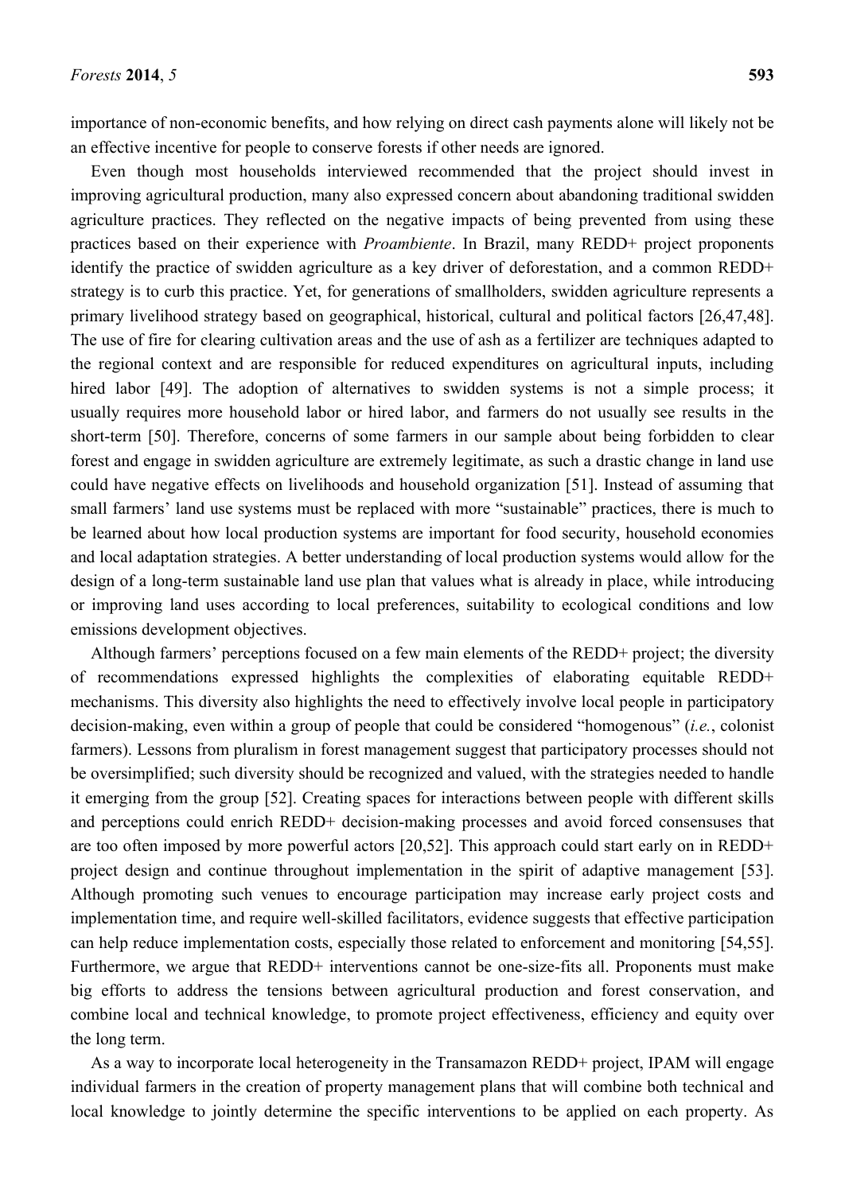importance of non-economic benefits, and how relying on direct cash payments alone will likely not be an effective incentive for people to conserve forests if other needs are ignored.

Even though most households interviewed recommended that the project should invest in improving agricultural production, many also expressed concern about abandoning traditional swidden agriculture practices. They reflected on the negative impacts of being prevented from using these practices based on their experience with *Proambiente*. In Brazil, many REDD+ project proponents identify the practice of swidden agriculture as a key driver of deforestation, and a common REDD+ strategy is to curb this practice. Yet, for generations of smallholders, swidden agriculture represents a primary livelihood strategy based on geographical, historical, cultural and political factors [26,47,48]. The use of fire for clearing cultivation areas and the use of ash as a fertilizer are techniques adapted to the regional context and are responsible for reduced expenditures on agricultural inputs, including hired labor [49]. The adoption of alternatives to swidden systems is not a simple process; it usually requires more household labor or hired labor, and farmers do not usually see results in the short-term [50]. Therefore, concerns of some farmers in our sample about being forbidden to clear forest and engage in swidden agriculture are extremely legitimate, as such a drastic change in land use could have negative effects on livelihoods and household organization [51]. Instead of assuming that small farmers' land use systems must be replaced with more "sustainable" practices, there is much to be learned about how local production systems are important for food security, household economies and local adaptation strategies. A better understanding of local production systems would allow for the design of a long-term sustainable land use plan that values what is already in place, while introducing or improving land uses according to local preferences, suitability to ecological conditions and low emissions development objectives.

Although farmers' perceptions focused on a few main elements of the REDD+ project; the diversity of recommendations expressed highlights the complexities of elaborating equitable REDD+ mechanisms. This diversity also highlights the need to effectively involve local people in participatory decision-making, even within a group of people that could be considered "homogenous" (*i.e.*, colonist farmers). Lessons from pluralism in forest management suggest that participatory processes should not be oversimplified; such diversity should be recognized and valued, with the strategies needed to handle it emerging from the group [52]. Creating spaces for interactions between people with different skills and perceptions could enrich REDD+ decision-making processes and avoid forced consensuses that are too often imposed by more powerful actors [20,52]. This approach could start early on in REDD+ project design and continue throughout implementation in the spirit of adaptive management [53]. Although promoting such venues to encourage participation may increase early project costs and implementation time, and require well-skilled facilitators, evidence suggests that effective participation can help reduce implementation costs, especially those related to enforcement and monitoring [54,55]. Furthermore, we argue that REDD+ interventions cannot be one-size-fits all. Proponents must make big efforts to address the tensions between agricultural production and forest conservation, and combine local and technical knowledge, to promote project effectiveness, efficiency and equity over the long term.

As a way to incorporate local heterogeneity in the Transamazon REDD+ project, IPAM will engage individual farmers in the creation of property management plans that will combine both technical and local knowledge to jointly determine the specific interventions to be applied on each property. As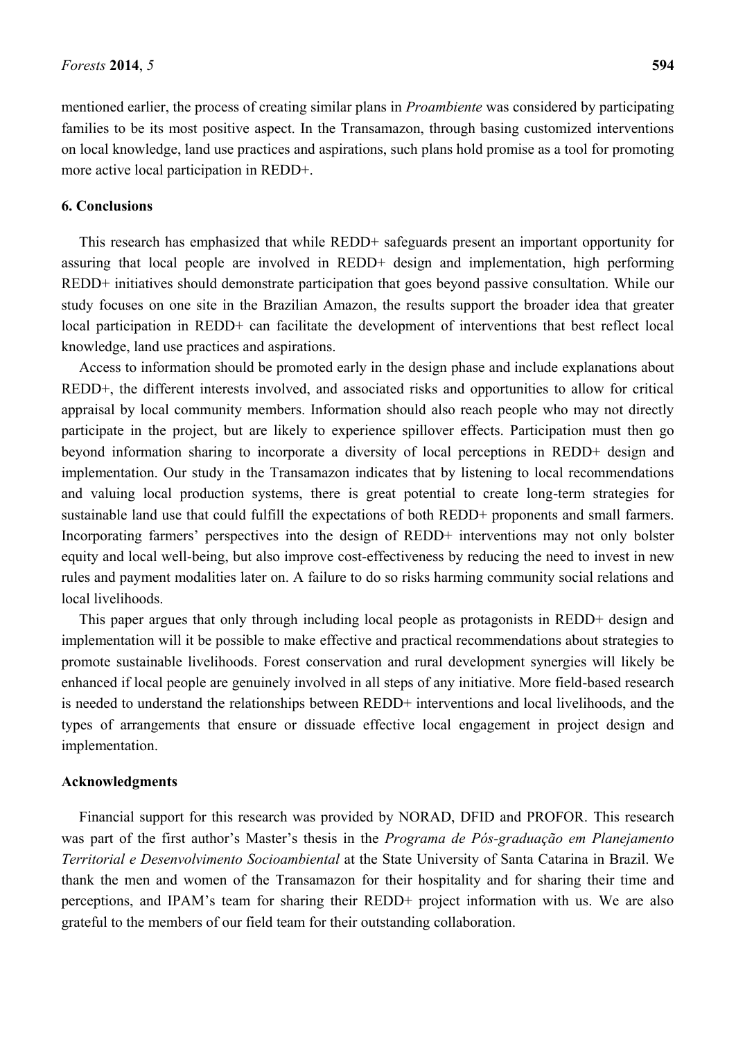mentioned earlier, the process of creating similar plans in *Proambiente* was considered by participating families to be its most positive aspect. In the Transamazon, through basing customized interventions on local knowledge, land use practices and aspirations, such plans hold promise as a tool for promoting more active local participation in REDD+.

## 6. Conclusions

This research has emphasized that while REDD+ safeguards present an important opportunity for assuring that local people are involved in REDD+ design and implementation, high performing REDD+ initiatives should demonstrate participation that goes beyond passive consultation. While our study focuses on one site in the Brazilian Amazon, the results support the broader idea that greater local participation in REDD+ can facilitate the development of interventions that best reflect local knowledge, land use practices and aspirations.

Access to information should be promoted early in the design phase and include explanations about REDD+, the different interests involved, and associated risks and opportunities to allow for critical appraisal by local community members. Information should also reach people who may not directly participate in the project, but are likely to experience spillover effects. Participation must then go beyond information sharing to incorporate a diversity of local perceptions in REDD+ design and implementation. Our study in the Transamazon indicates that by listening to local recommendations and valuing local production systems, there is great potential to create long-term strategies for sustainable land use that could fulfill the expectations of both REDD+ proponents and small farmers. Incorporating farmers' perspectives into the design of REDD+ interventions may not only bolster equity and local well-being, but also improve cost-effectiveness by reducing the need to invest in new rules and payment modalities later on. A failure to do so risks harming community social relations and local livelihoods.

This paper argues that only through including local people as protagonists in REDD+ design and implementation will it be possible to make effective and practical recommendations about strategies to promote sustainable livelihoods. Forest conservation and rural development synergies will likely be enhanced if local people are genuinely involved in all steps of any initiative. More field-based research is needed to understand the relationships between REDD+ interventions and local livelihoods, and the types of arrangements that ensure or dissuade effective local engagement in project design and implementation.

## Acknowledgments

Financial support for this research was provided by NORAD, DFID and PROFOR. This research was part of the first author's Master's thesis in the *Programa de Pós-graduação em Planejamento Territorial e Desenvolvimento Socioambiental* at the State University of Santa Catarina in Brazil. We thank the men and women of the Transamazon for their hospitality and for sharing their time and perceptions, and IPAM's team for sharing their REDD+ project information with us. We are also grateful to the members of our field team for their outstanding collaboration.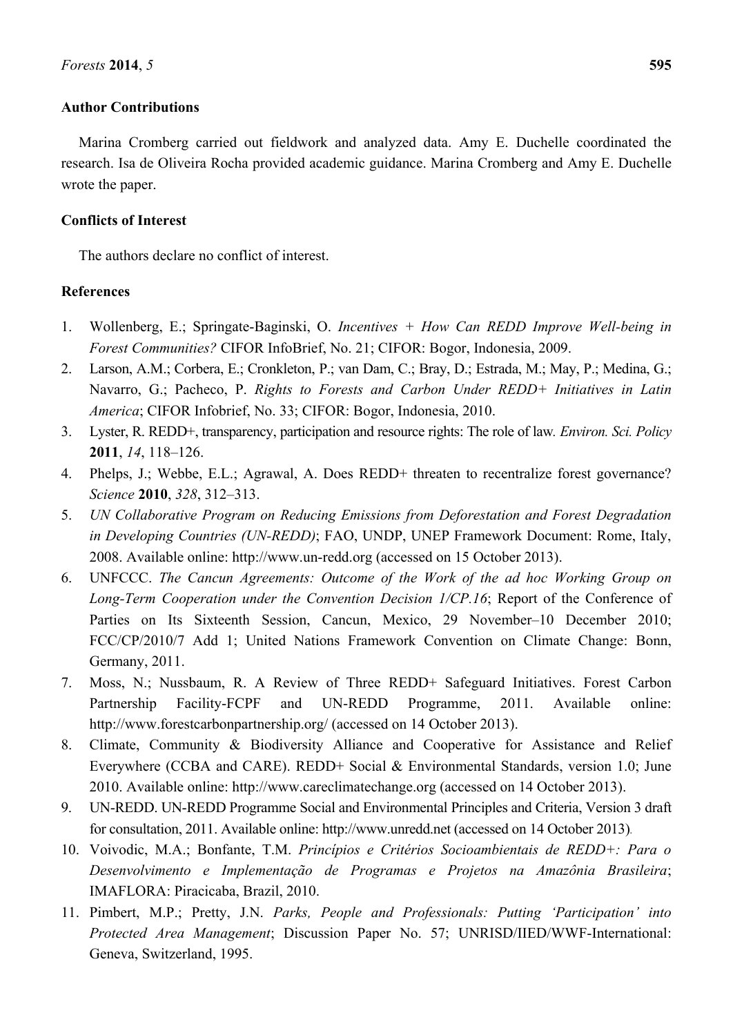## Author Contributions

Marina Cromberg carried out fieldwork and analyzed data. Amy E. Duchelle coordinated the research. Isa de Oliveira Rocha provided academic guidance. Marina Cromberg and Amy E. Duchelle wrote the paper.

## Conflicts of Interest

The authors declare no conflict of interest.

## References

1. Wollenberg, E.; Springate-Baginski, O. *Incentives + How Can REDD Improve Well-being in Forest Communities?* CIFOR InfoBrief, No. 21; CIFOR: Bogor, Indonesia, 2009.
2. Larson, A.M.; Corbera, E.; Cronkleton, P.; van Dam, C.; Bray, D.; Estrada, M.; May, P.; Medina, G.; Navarro, G.; Pacheco, P. *Rights to Forests and Carbon Under REDD+ Initiatives in Latin America*; CIFOR Infobrief, No. 33; CIFOR: Bogor, Indonesia, 2010.
3. Lyster, R. REDD+, transparency, participation and resource rights: The role of law. *Environ. Sci. Policy* **2011**, *14*, 118–126.
4. Phelps, J.; Webbe, E.L.; Agrawal, A. Does REDD+ threaten to recentralize forest governance? *Science* **2010**, *328*, 312–313.
5. *UN Collaborative Program on Reducing Emissions from Deforestation and Forest Degradation in Developing Countries (UN-REDD)*; FAO, UNDP, UNEP Framework Document: Rome, Italy, 2008. Available online: http://www.un-redd.org (accessed on 15 October 2013).
6. UNFCCC. *The Cancun Agreements: Outcome of the Work of the ad hoc Working Group on Long-Term Cooperation under the Convention Decision 1/CP.16*; Report of the Conference of Parties on Its Sixteenth Session, Cancun, Mexico, 29 November–10 December 2010; FCC/CP/2010/7 Add 1; United Nations Framework Convention on Climate Change: Bonn, Germany, 2011.
7. Moss, N.; Nussbaum, R. A Review of Three REDD+ Safeguard Initiatives. Forest Carbon Partnership Facility-FCPF and UN-REDD Programme, 2011. Available online: http://www.forestcarbonpartnership.org/ (accessed on 14 October 2013).
8. Climate, Community & Biodiversity Alliance and Cooperative for Assistance and Relief Everywhere (CCBA and CARE). REDD+ Social & Environmental Standards, version 1.0; June 2010. Available online: http://www.careclimatechange.org (accessed on 14 October 2013).
9. UN-REDD. UN-REDD Programme Social and Environmental Principles and Criteria, Version 3 draft for consultation, 2011. Available online: http://www.unredd.net (accessed on 14 October 2013).
10. Voivodic, M.A.; Bonfante, T.M. *Princípios e Critérios Socioambientais de REDD+: Para o Desenvolvimento e Implementação de Programas e Projetos na Amazônia Brasileira*; IMAFLORA: Piracicaba, Brazil, 2010.
11. Pimbert, M.P.; Pretty, J.N. *Parks, People and Professionals: Putting 'Participation' into Protected Area Management*; Discussion Paper No. 57; UNRISD/IIED/WWF-International: Geneva, Switzerland, 1995.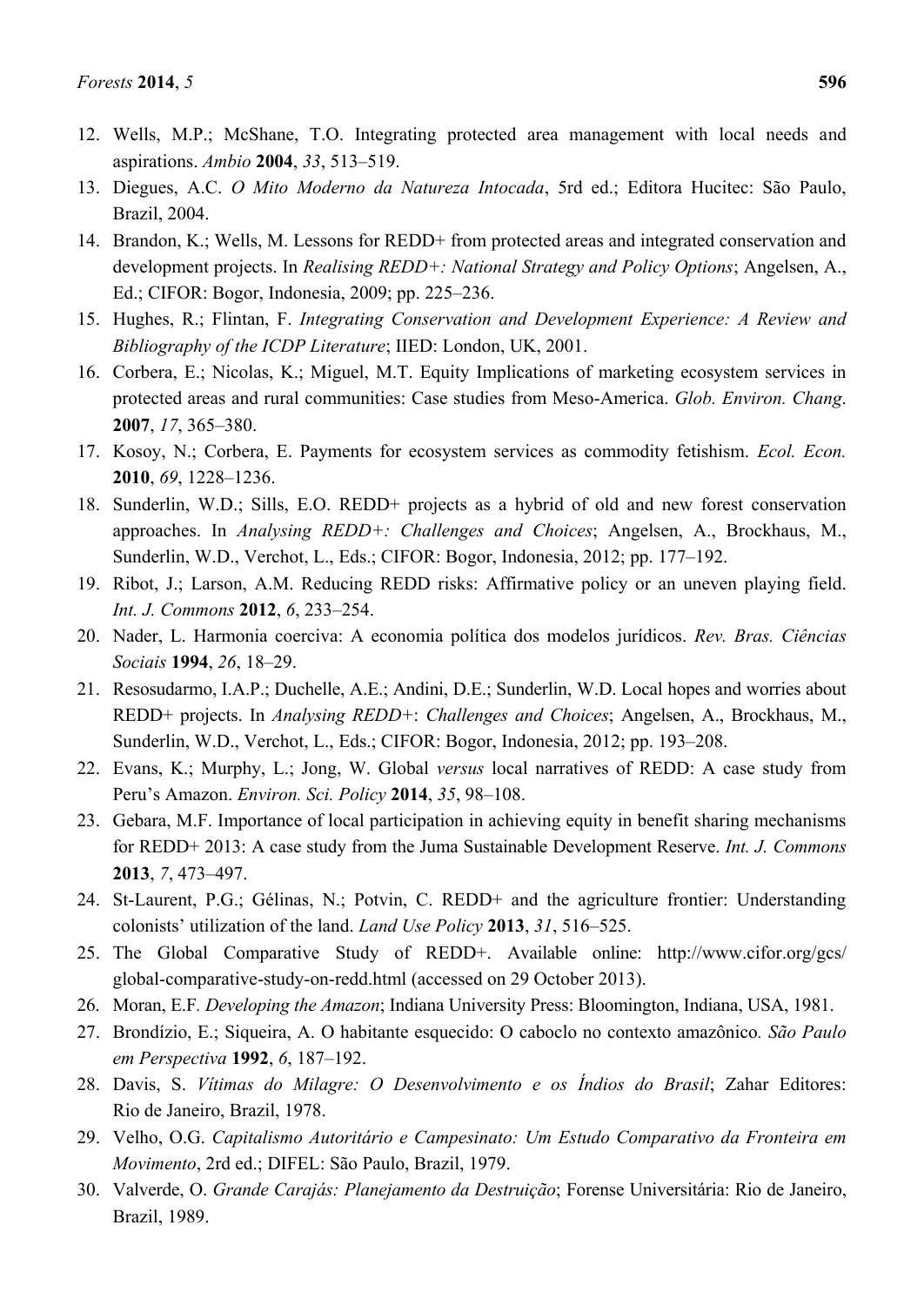12. Wells, M.P.; McShane, T.O. Integrating protected area management with local needs and aspirations. *Ambio* **2004**, *33*, 513–519.
13. Diegues, A.C. *O Mito Moderno da Natureza Intocada*, 5rd ed.; Editora Hucitec: São Paulo, Brazil, 2004.
14. Brandon, K.; Wells, M. Lessons for REDD+ from protected areas and integrated conservation and development projects. In *Realising REDD+: National Strategy and Policy Options*; Angelsen, A., Ed.; CIFOR: Bogor, Indonesia, 2009; pp. 225–236.
15. Hughes, R.; Flintan, F. *Integrating Conservation and Development Experience: A Review and Bibliography of the ICDP Literature*; IIED: London, UK, 2001.
16. Corbera, E.; Nicolas, K.; Miguel, M.T. Equity Implications of marketing ecosystem services in protected areas and rural communities: Case studies from Meso-America. *Glob. Environ. Chang*. **2007**, *17*, 365–380.
17. Kosoy, N.; Corbera, E. Payments for ecosystem services as commodity fetishism. *Ecol. Econ.* **2010**, *69*, 1228–1236.
18. Sunderlin, W.D.; Sills, E.O. REDD+ projects as a hybrid of old and new forest conservation approaches. In *Analysing REDD+: Challenges and Choices*; Angelsen, A., Brockhaus, M., Sunderlin, W.D., Verchot, L., Eds.; CIFOR: Bogor, Indonesia, 2012; pp. 177–192.
19. Ribot, J.; Larson, A.M. Reducing REDD risks: Affirmative policy or an uneven playing field. *Int. J. Commons* **2012**, *6*, 233–254.
20. Nader, L. Harmonia coerciva: A economia política dos modelos jurídicos. *Rev. Bras. Ciências Sociais* **1994**, *26*, 18–29.
21. Resosudarmo, I.A.P.; Duchelle, A.E.; Andini, D.E.; Sunderlin, W.D. Local hopes and worries about REDD+ projects. In *Analysing REDD+*: *Challenges and Choices*; Angelsen, A., Brockhaus, M., Sunderlin, W.D., Verchot, L., Eds.; CIFOR: Bogor, Indonesia, 2012; pp. 193–208.
22. Evans, K.; Murphy, L.; Jong, W. Global *versus* local narratives of REDD: A case study from Peru's Amazon. *Environ. Sci. Policy* **2014**, *35*, 98–108.
23. Gebara, M.F. Importance of local participation in achieving equity in benefit sharing mechanisms for REDD+ 2013: A case study from the Juma Sustainable Development Reserve. *Int. J. Commons* **2013**, *7*, 473–497.
24. St-Laurent, P.G.; Gélinas, N.; Potvin, C. REDD+ and the agriculture frontier: Understanding colonists' utilization of the land. *Land Use Policy* **2013**, *31*, 516–525.
25. The Global Comparative Study of REDD+. Available online: http://www.cifor.org/gcs/global-comparative-study-on-redd.html (accessed on 29 October 2013).
26. Moran, E.F. *Developing the Amazon*; Indiana University Press: Bloomington, Indiana, USA, 1981.
27. Brondízio, E.; Siqueira, A. O habitante esquecido: O caboclo no contexto amazônico. *São Paulo em Perspectiva* **1992**, *6*, 187–192.
28. Davis, S. *Vítimas do Milagre: O Desenvolvimento e os Índios do Brasil*; Zahar Editores: Rio de Janeiro, Brazil, 1978.
29. Velho, O.G. *Capitalismo Autoritário e Campesinato: Um Estudo Comparativo da Fronteira em Movimento*, 2rd ed.; DIFEL: São Paulo, Brazil, 1979.
30. Valverde, O. *Grande Carajás: Planejamento da Destruição*; Forense Universitária: Rio de Janeiro, Brazil, 1989.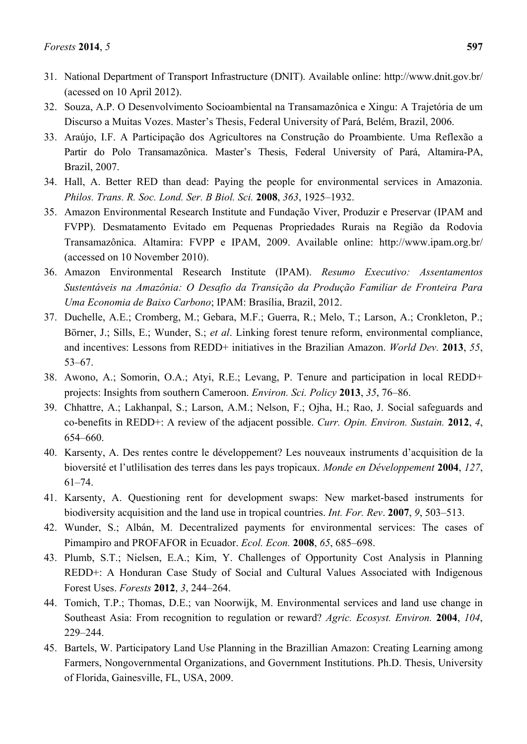31. National Department of Transport Infrastructure (DNIT). Available online: http://www.dnit.gov.br/ (acessed on 10 April 2012).
32. Souza, A.P. O Desenvolvimento Socioambiental na Transamazônica e Xingu: A Trajetória de um Discurso a Muitas Vozes. Master's Thesis, Federal University of Pará, Belém, Brazil, 2006.
33. Araújo, I.F. A Participação dos Agricultores na Construção do Proambiente. Uma Reflexão a Partir do Polo Transamazônica. Master's Thesis, Federal University of Pará, Altamira-PA, Brazil, 2007.
34. Hall, A. Better RED than dead: Paying the people for environmental services in Amazonia. *Philos. Trans. R. Soc. Lond. Ser. B Biol. Sci.* **2008**, *363*, 1925–1932.
35. Amazon Environmental Research Institute and Fundação Viver, Produzir e Preservar (IPAM and FVPP). Desmatamento Evitado em Pequenas Propriedades Rurais na Região da Rodovia Transamazônica. Altamira: FVPP e IPAM, 2009. Available online: http://www.ipam.org.br/ (accessed on 10 November 2010).
36. Amazon Environmental Research Institute (IPAM). *Resumo Executivo: Assentamentos Sustentáveis na Amazônia: O Desafio da Transição da Produção Familiar de Fronteira Para Uma Economia de Baixo Carbono*; IPAM: Brasília, Brazil, 2012.
37. Duchelle, A.E.; Cromberg, M.; Gebara, M.F.; Guerra, R.; Melo, T.; Larson, A.; Cronkleton, P.; Börner, J.; Sills, E.; Wunder, S.; *et al*. Linking forest tenure reform, environmental compliance, and incentives: Lessons from REDD+ initiatives in the Brazilian Amazon. *World Dev.* **2013**, *55*, 53–67.
38. Awono, A.; Somorin, O.A.; Atyi, R.E.; Levang, P. Tenure and participation in local REDD+ projects: Insights from southern Cameroon. *Environ. Sci. Policy* **2013**, *35*, 76–86.
39. Chhattre, A.; Lakhanpal, S.; Larson, A.M.; Nelson, F.; Ojha, H.; Rao, J. Social safeguards and co-benefits in REDD+: A review of the adjacent possible. *Curr. Opin. Environ. Sustain.* **2012**, *4*, 654–660.
40. Karsenty, A. Des rentes contre le développement? Les nouveaux instruments d'acquisition de la bioversité et l'utlilisation des terres dans les pays tropicaux. *Monde en Développement* **2004**, *127*, 61–74.
41. Karsenty, A. Questioning rent for development swaps: New market-based instruments for biodiversity acquisition and the land use in tropical countries. *Int. For. Rev*. **2007**, *9*, 503–513.
42. Wunder, S.; Albán, M. Decentralized payments for environmental services: The cases of Pimampiro and PROFAFOR in Ecuador. *Ecol. Econ.* **2008**, *65*, 685–698.
43. Plumb, S.T.; Nielsen, E.A.; Kim, Y. Challenges of Opportunity Cost Analysis in Planning REDD+: A Honduran Case Study of Social and Cultural Values Associated with Indigenous Forest Uses. *Forests* **2012**, *3*, 244–264.
44. Tomich, T.P.; Thomas, D.E.; van Noorwijk, M. Environmental services and land use change in Southeast Asia: From recognition to regulation or reward? *Agric. Ecosyst. Environ.* **2004**, *104*, 229–244.
45. Bartels, W. Participatory Land Use Planning in the Brazillian Amazon: Creating Learning among Farmers, Nongovernmental Organizations, and Government Institutions. Ph.D. Thesis, University of Florida, Gainesville, FL, USA, 2009.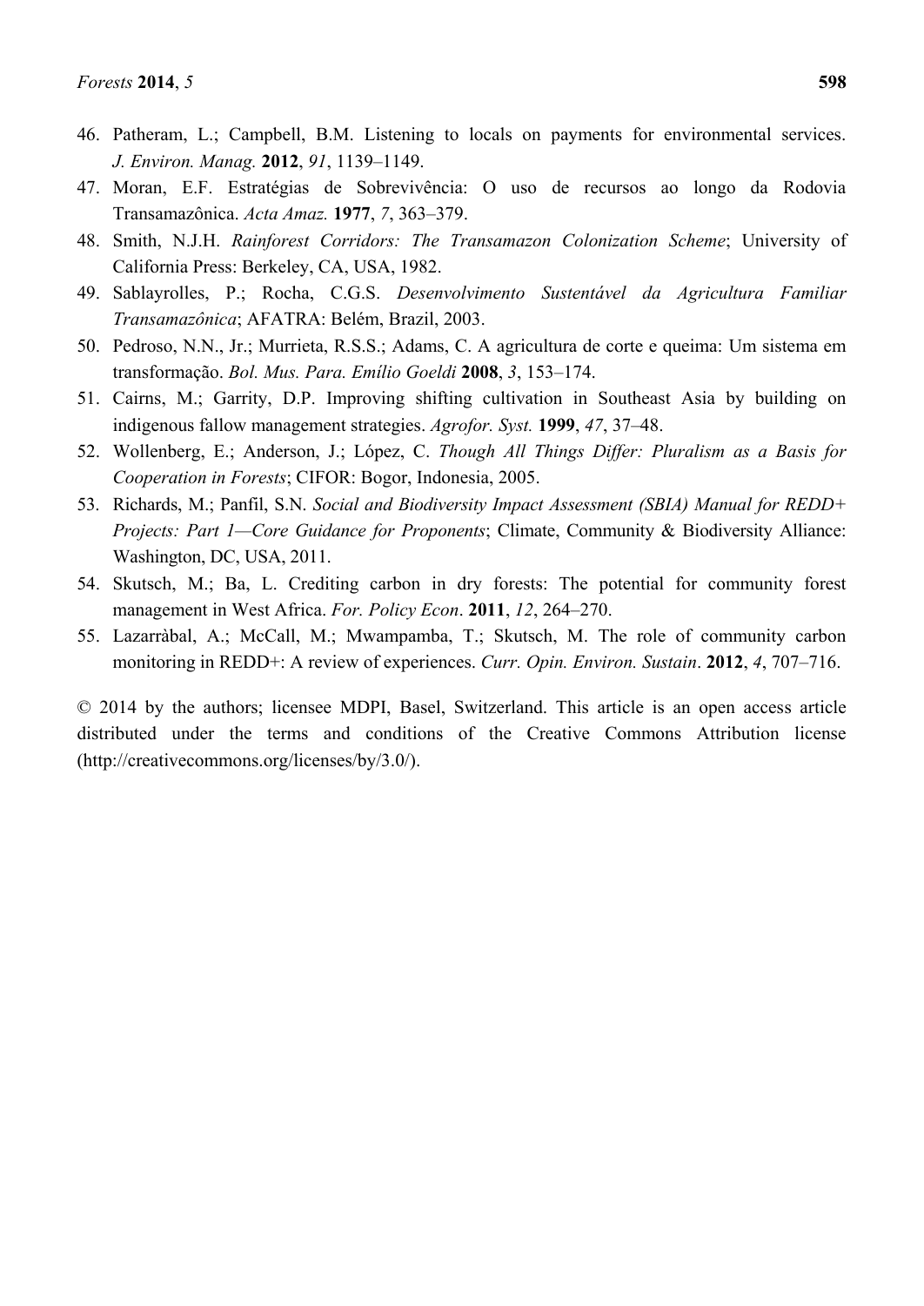46. Patheram, L.; Campbell, B.M. Listening to locals on payments for environmental services. *J. Environ. Manag.* **2012**, *91*, 1139–1149.
47. Moran, E.F. Estratégias de Sobrevivência: O uso de recursos ao longo da Rodovia Transamazônica. *Acta Amaz.* **1977**, *7*, 363–379.
48. Smith, N.J.H. *Rainforest Corridors: The Transamazon Colonization Scheme*; University of California Press: Berkeley, CA, USA, 1982.
49. Sablayrolles, P.; Rocha, C.G.S. *Desenvolvimento Sustentável da Agricultura Familiar Transamazônica*; AFATRA: Belém, Brazil, 2003.
50. Pedroso, N.N., Jr.; Murrieta, R.S.S.; Adams, C. A agricultura de corte e queima: Um sistema em transformação. *Bol. Mus. Para. Emílio Goeldi* **2008**, *3*, 153–174.
51. Cairns, M.; Garrity, D.P. Improving shifting cultivation in Southeast Asia by building on indigenous fallow management strategies. *Agrofor. Syst.* **1999**, *47*, 37–48.
52. Wollenberg, E.; Anderson, J.; López, C. *Though All Things Differ: Pluralism as a Basis for Cooperation in Forests*; CIFOR: Bogor, Indonesia, 2005.
53. Richards, M.; Panfil, S.N. *Social and Biodiversity Impact Assessment (SBIA) Manual for REDD+ Projects: Part 1—Core Guidance for Proponents*; Climate, Community & Biodiversity Alliance: Washington, DC, USA, 2011.
54. Skutsch, M.; Ba, L. Crediting carbon in dry forests: The potential for community forest management in West Africa. *For. Policy Econ*. **2011**, *12*, 264–270.
55. Lazarràbal, A.; McCall, M.; Mwampamba, T.; Skutsch, M. The role of community carbon monitoring in REDD+: A review of experiences. *Curr. Opin. Environ. Sustain*. **2012**, *4*, 707–716.

© 2014 by the authors; licensee MDPI, Basel, Switzerland. This article is an open access article distributed under the terms and conditions of the Creative Commons Attribution license (http://creativecommons.org/licenses/by/3.0/).